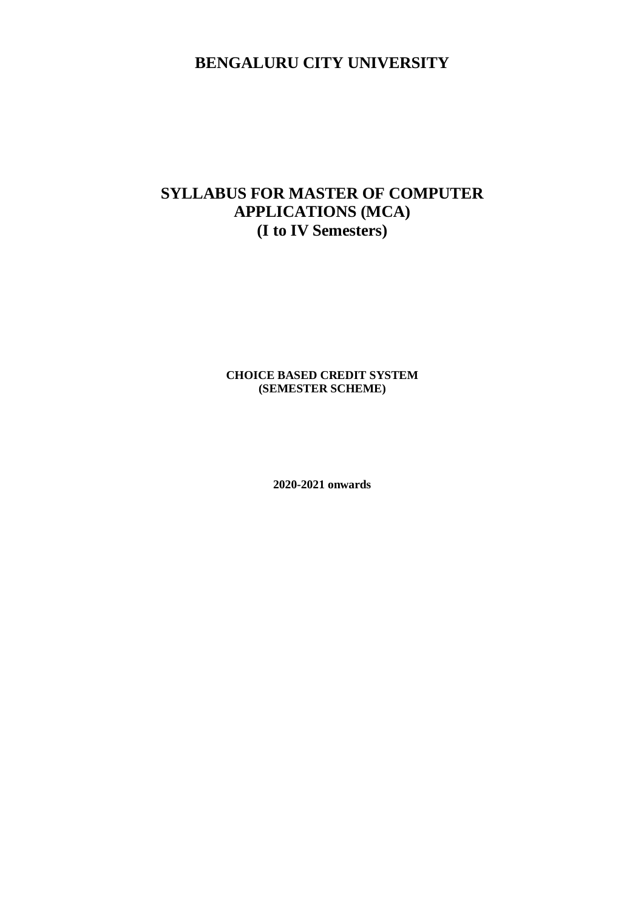# BENGALURU CITY UNIVERSITY

## SYLLABUS FOR MASTER OF COMPUTER APPLICATIONS (MCA)
## (I to IV Semesters)

**CHOICE BASED CREDIT SYSTEM**
**(SEMESTER SCHEME)**

**2020-2021 onwards**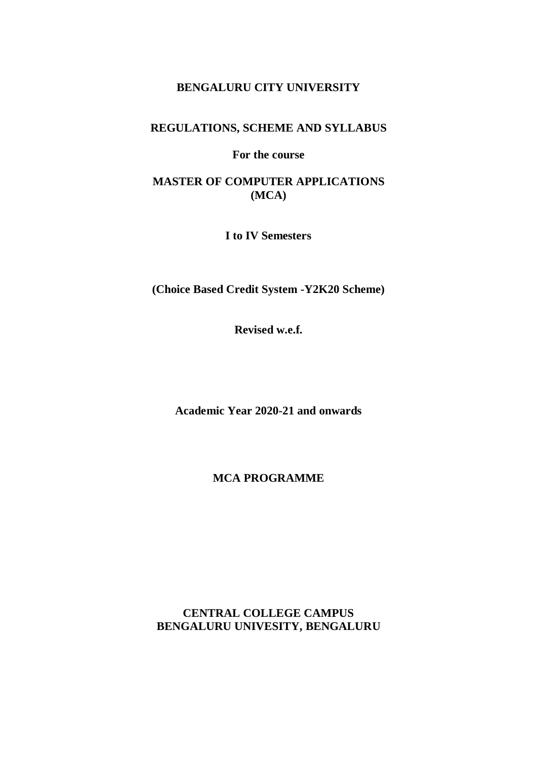**BENGALURU CITY UNIVERSITY**

**REGULATIONS, SCHEME AND SYLLABUS**

**For the course**

**MASTER OF COMPUTER APPLICATIONS (MCA)**

**I to IV Semesters**

**(Choice Based Credit System -Y2K20 Scheme)**

**Revised w.e.f.**

**Academic Year 2020-21 and onwards**

**MCA PROGRAMME**

**CENTRAL COLLEGE CAMPUS**
**BENGALURU UNIVESITY, BENGALURU**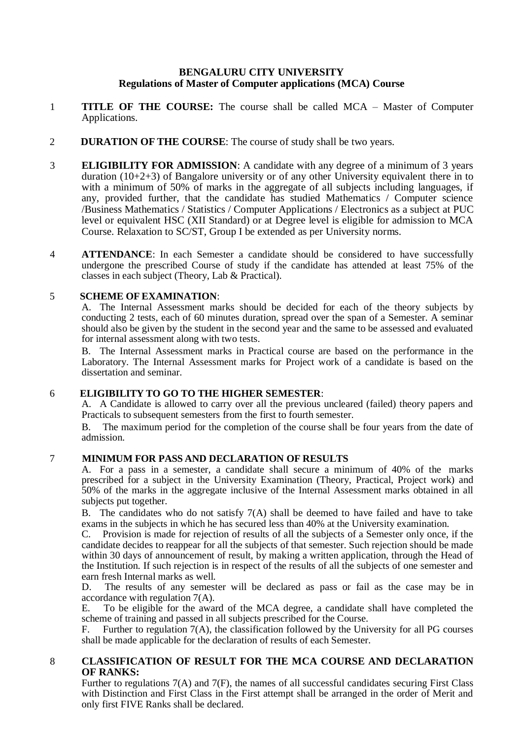**BENGALURU CITY UNIVERSITY**
**Regulations of Master of Computer applications (MCA) Course**

1 **TITLE OF THE COURSE:** The course shall be called MCA – Master of Computer Applications.

2 **DURATION OF THE COURSE**: The course of study shall be two years.

3 **ELIGIBILITY FOR ADMISSION**: A candidate with any degree of a minimum of 3 years duration (10+2+3) of Bangalore university or of any other University equivalent there in to with a minimum of 50% of marks in the aggregate of all subjects including languages, if any, provided further, that the candidate has studied Mathematics / Computer science /Business Mathematics / Statistics / Computer Applications / Electronics as a subject at PUC level or equivalent HSC (XII Standard) or at Degree level is eligible for admission to MCA Course. Relaxation to SC/ST, Group I be extended as per University norms.

4 **ATTENDANCE**: In each Semester a candidate should be considered to have successfully undergone the prescribed Course of study if the candidate has attended at least 75% of the classes in each subject (Theory, Lab & Practical).

5 **SCHEME OF EXAMINATION**:

A. The Internal Assessment marks should be decided for each of the theory subjects by conducting 2 tests, each of 60 minutes duration, spread over the span of a Semester. A seminar should also be given by the student in the second year and the same to be assessed and evaluated for internal assessment along with two tests.

B. The Internal Assessment marks in Practical course are based on the performance in the Laboratory. The Internal Assessment marks for Project work of a candidate is based on the dissertation and seminar.

6 **ELIGIBILITY TO GO TO THE HIGHER SEMESTER**:

A. A Candidate is allowed to carry over all the previous uncleared (failed) theory papers and Practicals to subsequent semesters from the first to fourth semester.

B. The maximum period for the completion of the course shall be four years from the date of admission.

7 **MINIMUM FOR PASS AND DECLARATION OF RESULTS**

A. For a pass in a semester, a candidate shall secure a minimum of 40% of the marks prescribed for a subject in the University Examination (Theory, Practical, Project work) and 50% of the marks in the aggregate inclusive of the Internal Assessment marks obtained in all subjects put together.

B. The candidates who do not satisfy 7(A) shall be deemed to have failed and have to take exams in the subjects in which he has secured less than 40% at the University examination.

C. Provision is made for rejection of results of all the subjects of a Semester only once, if the candidate decides to reappear for all the subjects of that semester. Such rejection should be made within 30 days of announcement of result, by making a written application, through the Head of the Institution. If such rejection is in respect of the results of all the subjects of one semester and earn fresh Internal marks as well.

D. The results of any semester will be declared as pass or fail as the case may be in accordance with regulation 7(A).

E. To be eligible for the award of the MCA degree, a candidate shall have completed the scheme of training and passed in all subjects prescribed for the Course.

F. Further to regulation 7(A), the classification followed by the University for all PG courses shall be made applicable for the declaration of results of each Semester.

8 **CLASSIFICATION OF RESULT FOR THE MCA COURSE AND DECLARATION OF RANKS:**

Further to regulations 7(A) and 7(F), the names of all successful candidates securing First Class with Distinction and First Class in the First attempt shall be arranged in the order of Merit and only first FIVE Ranks shall be declared.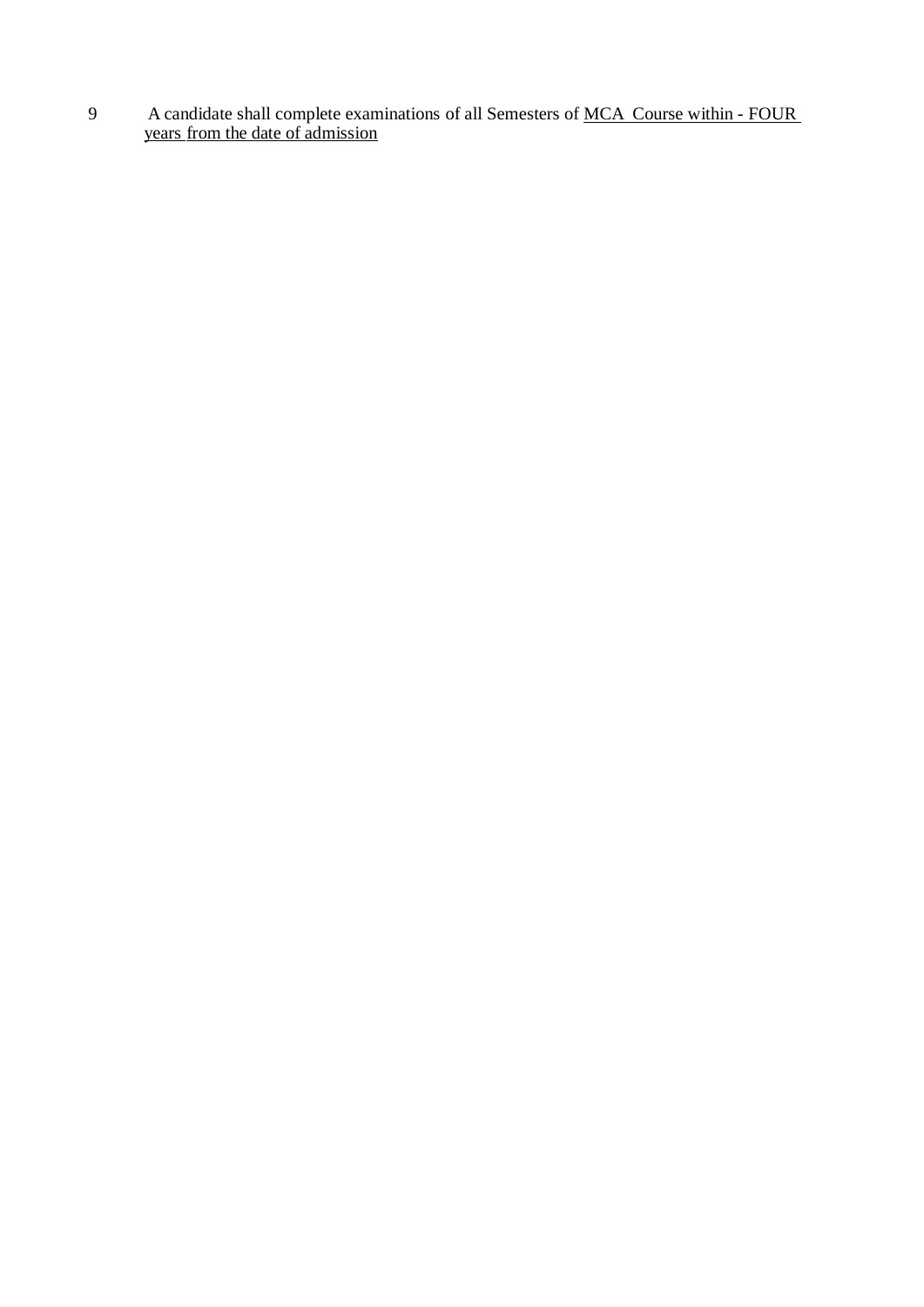9. A candidate shall complete examinations of all Semesters of MCA Course within - FOUR years from the date of admission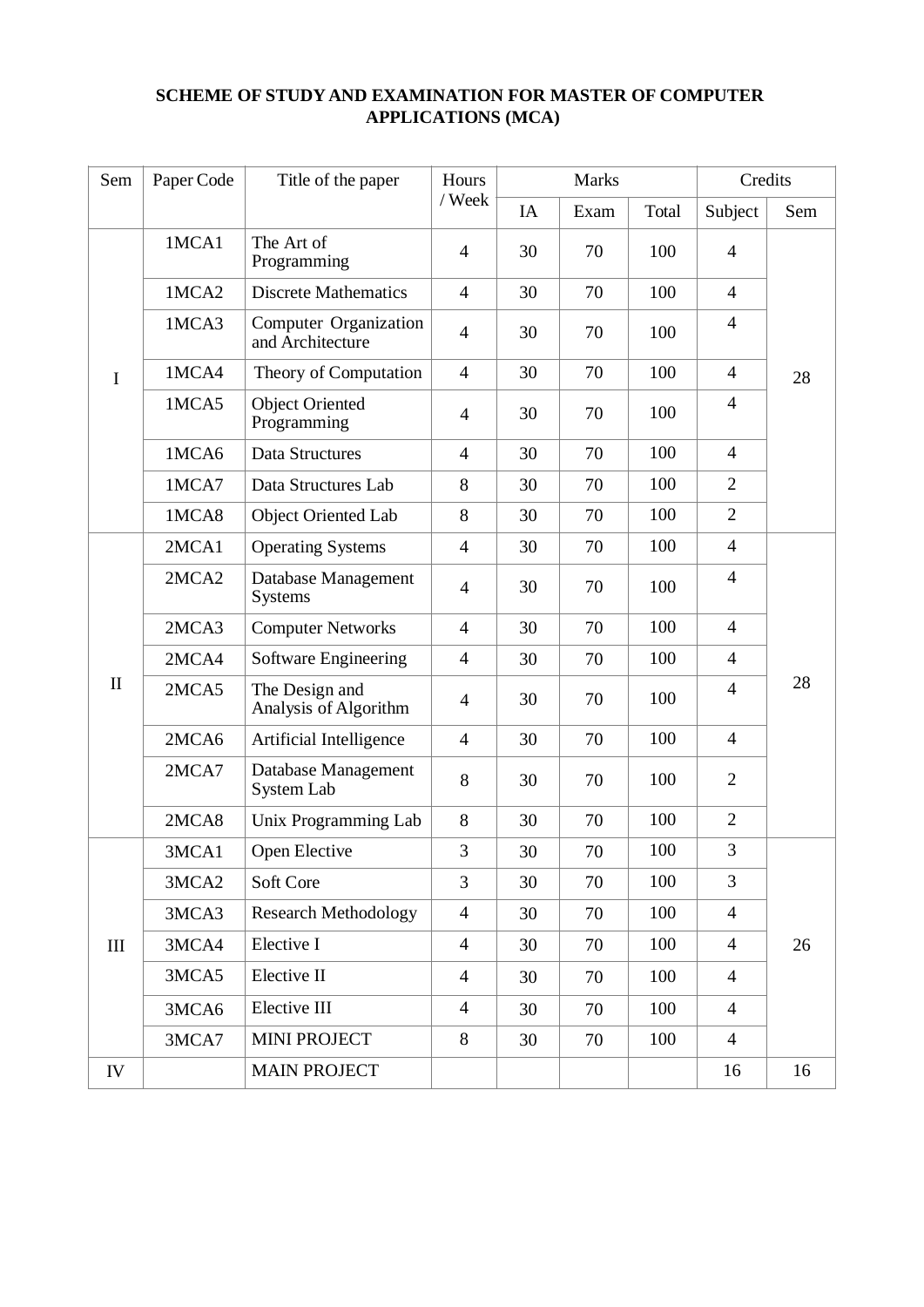**SCHEME OF STUDY AND EXAMINATION FOR MASTER OF COMPUTER APPLICATIONS (MCA)**

| Sem | Paper Code | Title of the paper | Hours / Week | Marks | | | Credits | |
|---|---|---|---|---|---|---|---|---|
| | | | | IA | Exam | Total | Subject | Sem |
| I | 1MCA1 | The Art of Programming | 4 | 30 | 70 | 100 | 4 | 28 |
| | 1MCA2 | Discrete Mathematics | 4 | 30 | 70 | 100 | 4 | |
| | 1MCA3 | Computer Organization and Architecture | 4 | 30 | 70 | 100 | 4 | |
| | 1MCA4 | Theory of Computation | 4 | 30 | 70 | 100 | 4 | |
| | 1MCA5 | Object Oriented Programming | 4 | 30 | 70 | 100 | 4 | |
| | 1MCA6 | Data Structures | 4 | 30 | 70 | 100 | 4 | |
| | 1MCA7 | Data Structures Lab | 8 | 30 | 70 | 100 | 2 | |
| | 1MCA8 | Object Oriented Lab | 8 | 30 | 70 | 100 | 2 | |
| II | 2MCA1 | Operating Systems | 4 | 30 | 70 | 100 | 4 | 28 |
| | 2MCA2 | Database Management Systems | 4 | 30 | 70 | 100 | 4 | |
| | 2MCA3 | Computer Networks | 4 | 30 | 70 | 100 | 4 | |
| | 2MCA4 | Software Engineering | 4 | 30 | 70 | 100 | 4 | |
| | 2MCA5 | The Design and Analysis of Algorithm | 4 | 30 | 70 | 100 | 4 | |
| | 2MCA6 | Artificial Intelligence | 4 | 30 | 70 | 100 | 4 | |
| | 2MCA7 | Database Management System Lab | 8 | 30 | 70 | 100 | 2 | |
| | 2MCA8 | Unix Programming Lab | 8 | 30 | 70 | 100 | 2 | |
| III | 3MCA1 | Open Elective | 3 | 30 | 70 | 100 | 3 | 26 |
| | 3MCA2 | Soft Core | 3 | 30 | 70 | 100 | 3 | |
| | 3MCA3 | Research Methodology | 4 | 30 | 70 | 100 | 4 | |
| | 3MCA4 | Elective I | 4 | 30 | 70 | 100 | 4 | |
| | 3MCA5 | Elective II | 4 | 30 | 70 | 100 | 4 | |
| | 3MCA6 | Elective III | 4 | 30 | 70 | 100 | 4 | |
| | 3MCA7 | MINI PROJECT | 8 | 30 | 70 | 100 | 4 | |
| IV | | MAIN PROJECT | | | | | 16 | 16 |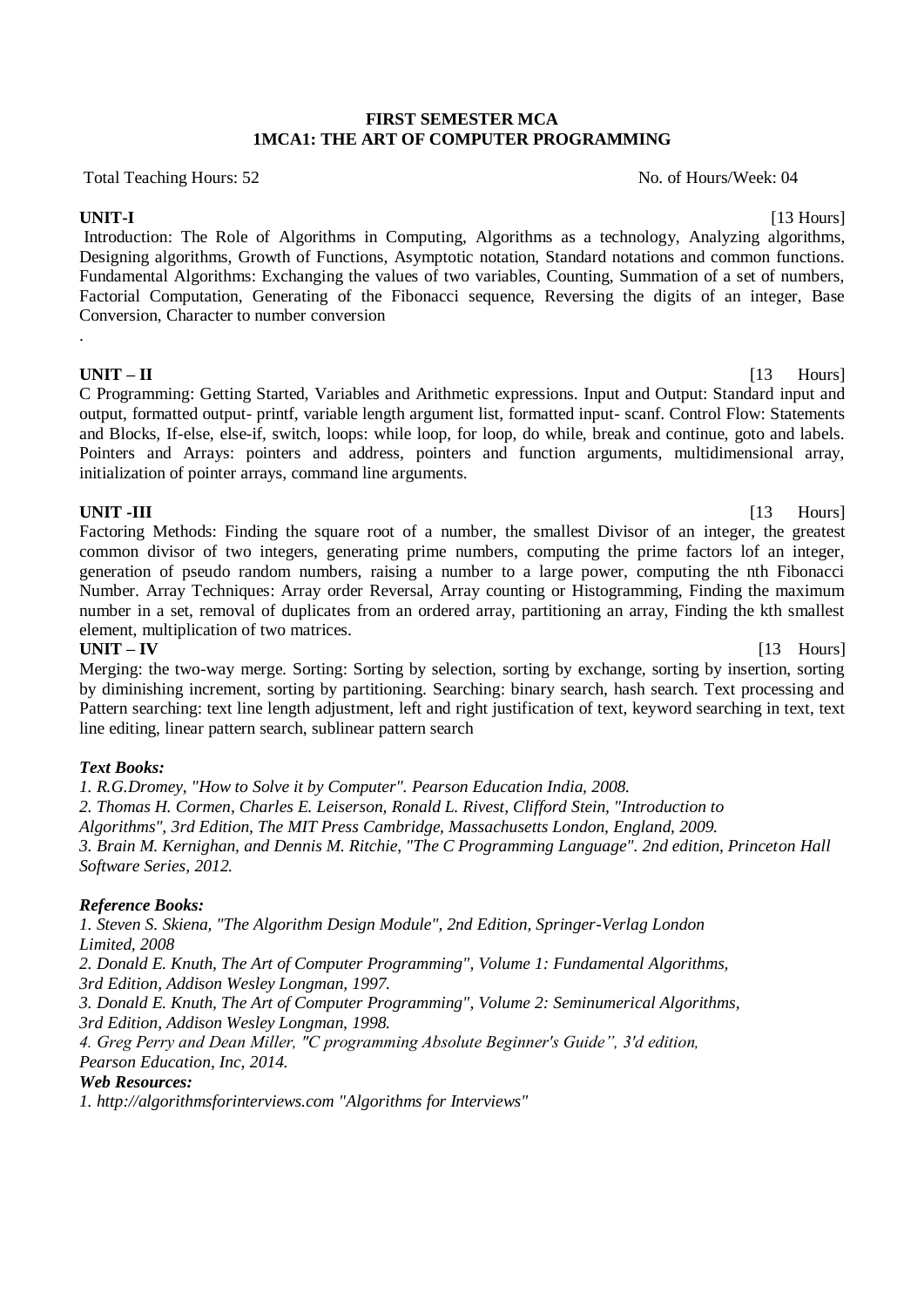**FIRST SEMESTER MCA**
**1MCA1: THE ART OF COMPUTER PROGRAMMING**

Total Teaching Hours: 52 No. of Hours/Week: 04

**UNIT-I** [13 Hours]

Introduction: The Role of Algorithms in Computing, Algorithms as a technology, Analyzing algorithms, Designing algorithms, Growth of Functions, Asymptotic notation, Standard notations and common functions. Fundamental Algorithms: Exchanging the values of two variables, Counting, Summation of a set of numbers, Factorial Computation, Generating of the Fibonacci sequence, Reversing the digits of an integer, Base Conversion, Character to number conversion

.

**UNIT – II** [13 Hours]

C Programming: Getting Started, Variables and Arithmetic expressions. Input and Output: Standard input and output, formatted output- printf, variable length argument list, formatted input- scanf. Control Flow: Statements and Blocks, If-else, else-if, switch, loops: while loop, for loop, do while, break and continue, goto and labels. Pointers and Arrays: pointers and address, pointers and function arguments, multidimensional array, initialization of pointer arrays, command line arguments.

**UNIT -III** [13 Hours]

Factoring Methods: Finding the square root of a number, the smallest Divisor of an integer, the greatest common divisor of two integers, generating prime numbers, computing the prime factors lof an integer, generation of pseudo random numbers, raising a number to a large power, computing the nth Fibonacci Number. Array Techniques: Array order Reversal, Array counting or Histogramming, Finding the maximum number in a set, removal of duplicates from an ordered array, partitioning an array, Finding the kth smallest element, multiplication of two matrices.

**UNIT – IV** [13 Hours]

Merging: the two-way merge. Sorting: Sorting by selection, sorting by exchange, sorting by insertion, sorting by diminishing increment, sorting by partitioning. Searching: binary search, hash search. Text processing and Pattern searching: text line length adjustment, left and right justification of text, keyword searching in text, text line editing, linear pattern search, sublinear pattern search

***Text Books:***

*1. R.G.Dromey, "How to Solve it by Computer". Pearson Education India, 2008.*
*2. Thomas H. Cormen, Charles E. Leiserson, Ronald L. Rivest, Clifford Stein, "Introduction to Algorithms", 3rd Edition, The MIT Press Cambridge, Massachusetts London, England, 2009.*
*3. Brain M. Kernighan, and Dennis M. Ritchie, "The C Programming Language". 2nd edition, Princeton Hall Software Series, 2012.*

***Reference Books:***

*1. Steven S. Skiena, "The Algorithm Design Module", 2nd Edition, Springer-Verlag London Limited, 2008*
*2. Donald E. Knuth, The Art of Computer Programming", Volume 1: Fundamental Algorithms, 3rd Edition, Addison Wesley Longman, 1997.*
*3. Donald E. Knuth, The Art of Computer Programming", Volume 2: Seminumerical Algorithms, 3rd Edition, Addison Wesley Longman, 1998.*
*4. Greg Perry and Dean Miller, "C programming Absolute Beginner's Guide", 3'd edition, Pearson Education, Inc, 2014.*

***Web Resources:***

*1. http://algorithmsforinterviews.com "Algorithms for Interviews"*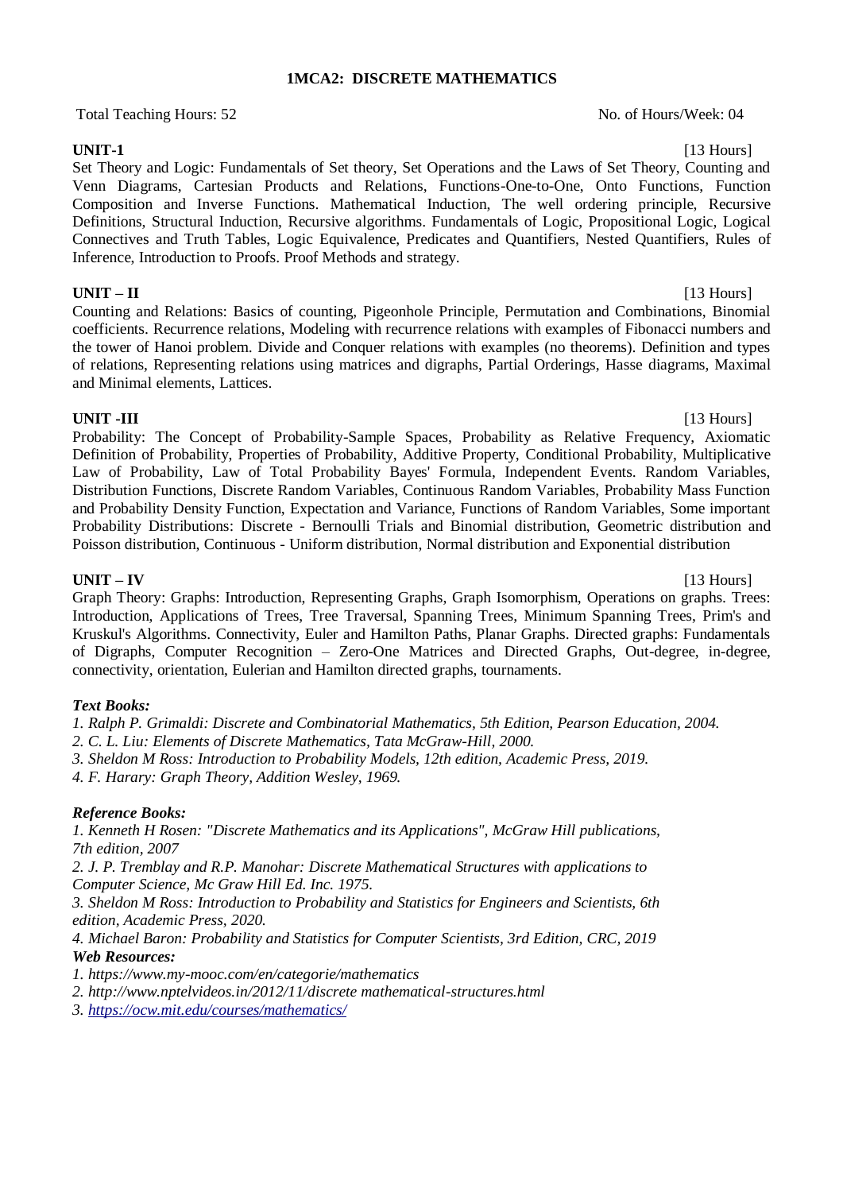# 1MCA2: DISCRETE MATHEMATICS

Total Teaching Hours: 52 No. of Hours/Week: 04

**UNIT-1** [13 Hours]

Set Theory and Logic: Fundamentals of Set theory, Set Operations and the Laws of Set Theory, Counting and Venn Diagrams, Cartesian Products and Relations, Functions-One-to-One, Onto Functions, Function Composition and Inverse Functions. Mathematical Induction, The well ordering principle, Recursive Definitions, Structural Induction, Recursive algorithms. Fundamentals of Logic, Propositional Logic, Logical Connectives and Truth Tables, Logic Equivalence, Predicates and Quantifiers, Nested Quantifiers, Rules of Inference, Introduction to Proofs. Proof Methods and strategy.

**UNIT – II** [13 Hours]

Counting and Relations: Basics of counting, Pigeonhole Principle, Permutation and Combinations, Binomial coefficients. Recurrence relations, Modeling with recurrence relations with examples of Fibonacci numbers and the tower of Hanoi problem. Divide and Conquer relations with examples (no theorems). Definition and types of relations, Representing relations using matrices and digraphs, Partial Orderings, Hasse diagrams, Maximal and Minimal elements, Lattices.

**UNIT -III** [13 Hours]

Probability: The Concept of Probability-Sample Spaces, Probability as Relative Frequency, Axiomatic Definition of Probability, Properties of Probability, Additive Property, Conditional Probability, Multiplicative Law of Probability, Law of Total Probability Bayes' Formula, Independent Events. Random Variables, Distribution Functions, Discrete Random Variables, Continuous Random Variables, Probability Mass Function and Probability Density Function, Expectation and Variance, Functions of Random Variables, Some important Probability Distributions: Discrete - Bernoulli Trials and Binomial distribution, Geometric distribution and Poisson distribution, Continuous - Uniform distribution, Normal distribution and Exponential distribution

**UNIT – IV** [13 Hours]

Graph Theory: Graphs: Introduction, Representing Graphs, Graph Isomorphism, Operations on graphs. Trees: Introduction, Applications of Trees, Tree Traversal, Spanning Trees, Minimum Spanning Trees, Prim's and Kruskul's Algorithms. Connectivity, Euler and Hamilton Paths, Planar Graphs. Directed graphs: Fundamentals of Digraphs, Computer Recognition – Zero-One Matrices and Directed Graphs, Out-degree, in-degree, connectivity, orientation, Eulerian and Hamilton directed graphs, tournaments.

***Text Books:***

*1. Ralph P. Grimaldi: Discrete and Combinatorial Mathematics, 5th Edition, Pearson Education, 2004.*
*2. C. L. Liu: Elements of Discrete Mathematics, Tata McGraw-Hill, 2000.*
*3. Sheldon M Ross: Introduction to Probability Models, 12th edition, Academic Press, 2019.*
*4. F. Harary: Graph Theory, Addition Wesley, 1969.*

***Reference Books:***

*1. Kenneth H Rosen: "Discrete Mathematics and its Applications", McGraw Hill publications, 7th edition, 2007*
*2. J. P. Tremblay and R.P. Manohar: Discrete Mathematical Structures with applications to Computer Science, Mc Graw Hill Ed. Inc. 1975.*
*3. Sheldon M Ross: Introduction to Probability and Statistics for Engineers and Scientists, 6th edition, Academic Press, 2020.*
*4. Michael Baron: Probability and Statistics for Computer Scientists, 3rd Edition, CRC, 2019*

***Web Resources:***

*1. https://www.my-mooc.com/en/categorie/mathematics*
*2. http://www.nptelvideos.in/2012/11/discrete mathematical-structures.html*
*3. https://ocw.mit.edu/courses/mathematics/*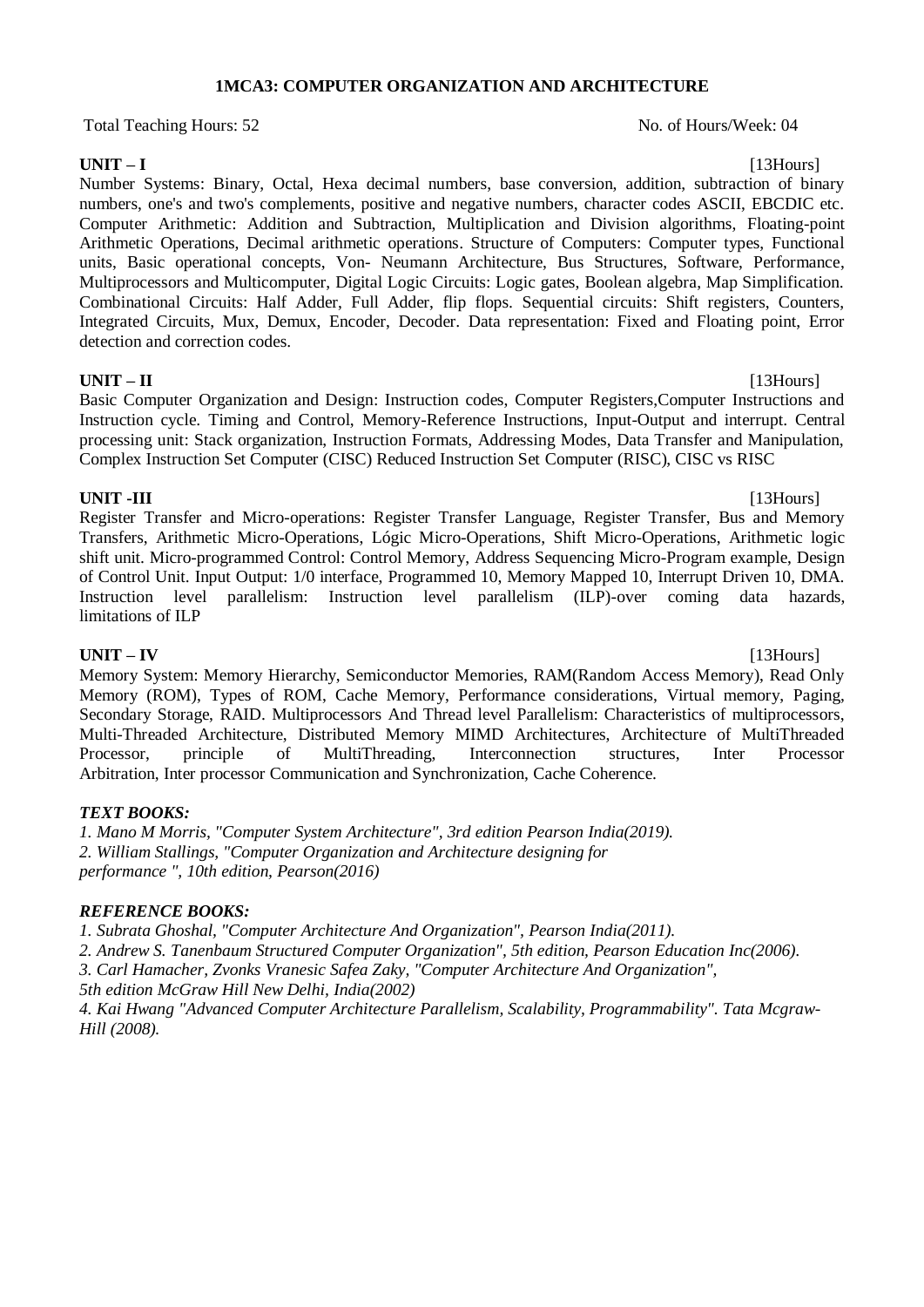## 1MCA3: COMPUTER ORGANIZATION AND ARCHITECTURE

Total Teaching Hours: 52 No. of Hours/Week: 04

**UNIT – I** [13Hours]

Number Systems: Binary, Octal, Hexa decimal numbers, base conversion, addition, subtraction of binary numbers, one's and two's complements, positive and negative numbers, character codes ASCII, EBCDIC etc. Computer Arithmetic: Addition and Subtraction, Multiplication and Division algorithms, Floating-point Arithmetic Operations, Decimal arithmetic operations. Structure of Computers: Computer types, Functional units, Basic operational concepts, Von- Neumann Architecture, Bus Structures, Software, Performance, Multiprocessors and Multicomputer, Digital Logic Circuits: Logic gates, Boolean algebra, Map Simplification. Combinational Circuits: Half Adder, Full Adder, flip flops. Sequential circuits: Shift registers, Counters, Integrated Circuits, Mux, Demux, Encoder, Decoder. Data representation: Fixed and Floating point, Error detection and correction codes.

**UNIT – II** [13Hours]

Basic Computer Organization and Design: Instruction codes, Computer Registers,Computer Instructions and Instruction cycle. Timing and Control, Memory-Reference Instructions, Input-Output and interrupt. Central processing unit: Stack organization, Instruction Formats, Addressing Modes, Data Transfer and Manipulation, Complex Instruction Set Computer (CISC) Reduced Instruction Set Computer (RISC), CISC vs RISC

**UNIT -III** [13Hours]

Register Transfer and Micro-operations: Register Transfer Language, Register Transfer, Bus and Memory Transfers, Arithmetic Micro-Operations, Lógic Micro-Operations, Shift Micro-Operations, Arithmetic logic shift unit. Micro-programmed Control: Control Memory, Address Sequencing Micro-Program example, Design of Control Unit. Input Output: 1/0 interface, Programmed 10, Memory Mapped 10, Interrupt Driven 10, DMA. Instruction level parallelism: Instruction level parallelism (ILP)-over coming data hazards, limitations of ILP

**UNIT – IV** [13Hours]

Memory System: Memory Hierarchy, Semiconductor Memories, RAM(Random Access Memory), Read Only Memory (ROM), Types of ROM, Cache Memory, Performance considerations, Virtual memory, Paging, Secondary Storage, RAID. Multiprocessors And Thread level Parallelism: Characteristics of multiprocessors, Multi-Threaded Architecture, Distributed Memory MIMD Architectures, Architecture of MultiThreaded Processor, principle of MultiThreading, Interconnection structures, Inter Processor Arbitration, Inter processor Communication and Synchronization, Cache Coherence.

***TEXT BOOKS:***

*1. Mano M Morris, "Computer System Architecture", 3rd edition Pearson India(2019).*
*2. William Stallings, "Computer Organization and Architecture designing for performance ", 10th edition, Pearson(2016)*

***REFERENCE BOOKS:***

*1. Subrata Ghoshal, "Computer Architecture And Organization", Pearson India(2011).*
*2. Andrew S. Tanenbaum Structured Computer Organization", 5th edition, Pearson Education Inc(2006).*
*3. Carl Hamacher, Zvonks Vranesic Safea Zaky, "Computer Architecture And Organization", 5th edition McGraw Hill New Delhi, India(2002)*
*4. Kai Hwang "Advanced Computer Architecture Parallelism, Scalability, Programmability". Tata Mcgraw-Hill (2008).*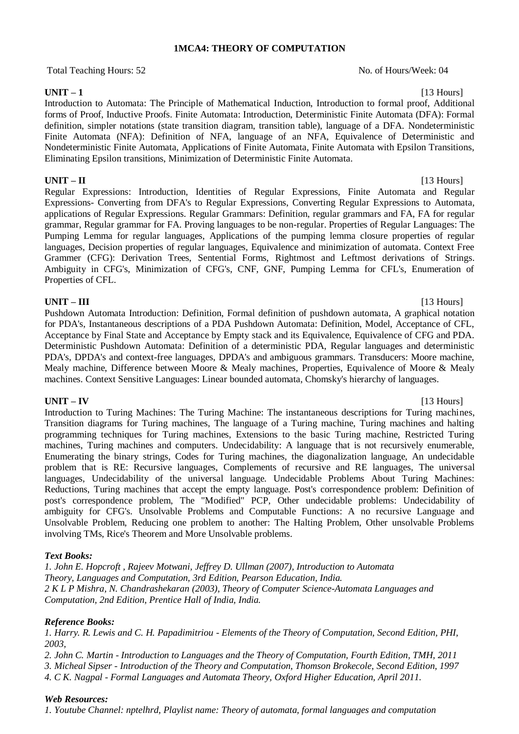# 1MCA4: THEORY OF COMPUTATION

Total Teaching Hours: 52 No. of Hours/Week: 04

**UNIT – 1** [13 Hours]

Introduction to Automata: The Principle of Mathematical Induction, Introduction to formal proof, Additional forms of Proof, Inductive Proofs. Finite Automata: Introduction, Deterministic Finite Automata (DFA): Formal definition, simpler notations (state transition diagram, transition table), language of a DFA. Nondeterministic Finite Automata (NFA): Definition of NFA, language of an NFA, Equivalence of Deterministic and Nondeterministic Finite Automata, Applications of Finite Automata, Finite Automata with Epsilon Transitions, Eliminating Epsilon transitions, Minimization of Deterministic Finite Automata.

**UNIT – II** [13 Hours]

Regular Expressions: Introduction, Identities of Regular Expressions, Finite Automata and Regular Expressions- Converting from DFA's to Regular Expressions, Converting Regular Expressions to Automata, applications of Regular Expressions. Regular Grammars: Definition, regular grammars and FA, FA for regular grammar, Regular grammar for FA. Proving languages to be non-regular. Properties of Regular Languages: The Pumping Lemma for regular languages, Applications of the pumping lemma closure properties of regular languages, Decision properties of regular languages, Equivalence and minimization of automata. Context Free Grammer (CFG): Derivation Trees, Sentential Forms, Rightmost and Leftmost derivations of Strings. Ambiguity in CFG's, Minimization of CFG's, CNF, GNF, Pumping Lemma for CFL's, Enumeration of Properties of CFL.

**UNIT – III** [13 Hours]

Pushdown Automata Introduction: Definition, Formal definition of pushdown automata, A graphical notation for PDA's, Instantaneous descriptions of a PDA Pushdown Automata: Definition, Model, Acceptance of CFL, Acceptance by Final State and Acceptance by Empty stack and its Equivalence, Equivalence of CFG and PDA. Deterministic Pushdown Automata: Definition of a deterministic PDA, Regular languages and deterministic PDA's, DPDA's and context-free languages, DPDA's and ambiguous grammars. Transducers: Moore machine, Mealy machine, Difference between Moore & Mealy machines, Properties, Equivalence of Moore & Mealy machines. Context Sensitive Languages: Linear bounded automata, Chomsky's hierarchy of languages.

**UNIT – IV** [13 Hours]

Introduction to Turing Machines: The Turing Machine: The instantaneous descriptions for Turing machines, Transition diagrams for Turing machines, The language of a Turing machine, Turing machines and halting programming techniques for Turing machines, Extensions to the basic Turing machine, Restricted Turing machines, Turing machines and computers. Undecidability: A language that is not recursively enumerable, Enumerating the binary strings, Codes for Turing machines, the diagonalization language, An undecidable problem that is RE: Recursive languages, Complements of recursive and RE languages, The universal languages, Undecidability of the universal language. Undecidable Problems About Turing Machines: Reductions, Turing machines that accept the empty language. Post's correspondence problem: Definition of post's correspondence problem, The "Modified" PCP, Other undecidable problems: Undecidability of ambiguity for CFG's. Unsolvable Problems and Computable Functions: A no recursive Language and Unsolvable Problem, Reducing one problem to another: The Halting Problem, Other unsolvable Problems involving TMs, Rice's Theorem and More Unsolvable problems.

***Text Books:***

*1. John E. Hopcroft , Rajeev Motwani, Jeffrey D. Ullman (2007), Introduction to Automata Theory, Languages and Computation, 3rd Edition, Pearson Education, India.*
*2 K L P Mishra, N. Chandrashekaran (2003), Theory of Computer Science-Automata Languages and Computation, 2nd Edition, Prentice Hall of India, India.*

***Reference Books:***

*1. Harry. R. Lewis and C. H. Papadimitriou - Elements of the Theory of Computation, Second Edition, PHI, 2003,*
*2. John C. Martin - Introduction to Languages and the Theory of Computation, Fourth Edition, TMH, 2011*
*3. Micheal Sipser - Introduction of the Theory and Computation, Thomson Brokecole, Second Edition, 1997*
*4. C K. Nagpal - Formal Languages and Automata Theory, Oxford Higher Education, April 2011.*

***Web Resources:***

*1. Youtube Channel: nptelhrd, Playlist name: Theory of automata, formal languages and computation*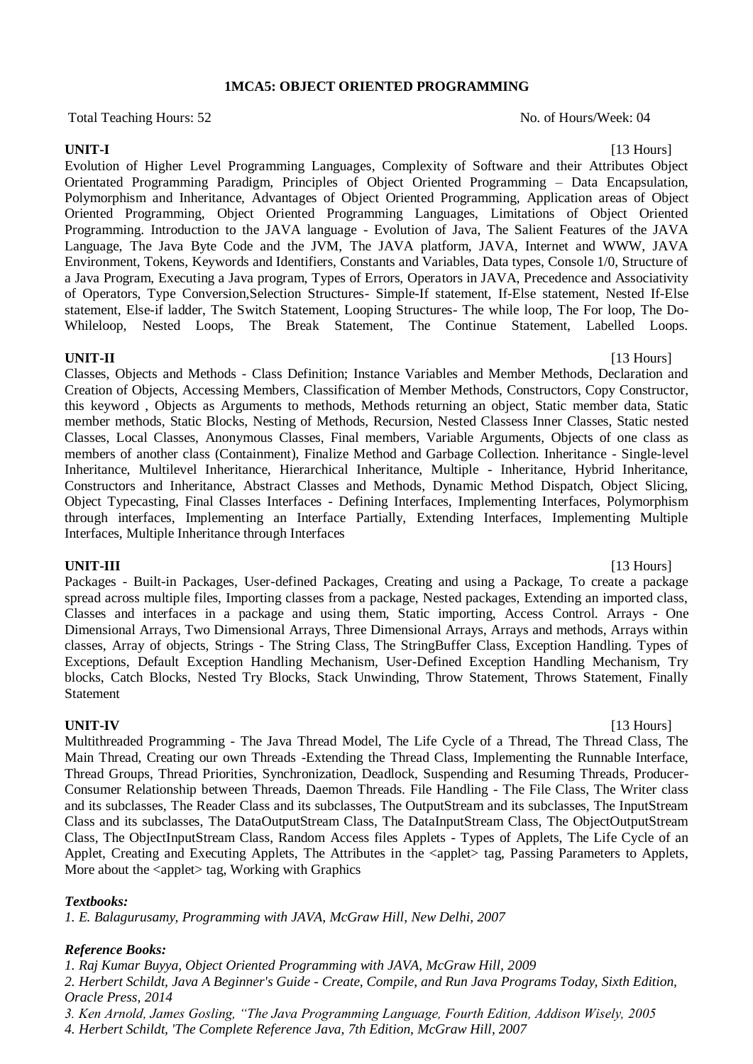## 1MCA5: OBJECT ORIENTED PROGRAMMING

Total Teaching Hours: 52 No. of Hours/Week: 04

**UNIT-I** [13 Hours]

Evolution of Higher Level Programming Languages, Complexity of Software and their Attributes Object Orientated Programming Paradigm, Principles of Object Oriented Programming – Data Encapsulation, Polymorphism and Inheritance, Advantages of Object Oriented Programming, Application areas of Object Oriented Programming, Object Oriented Programming Languages, Limitations of Object Oriented Programming. Introduction to the JAVA language - Evolution of Java, The Salient Features of the JAVA Language, The Java Byte Code and the JVM, The JAVA platform, JAVA, Internet and WWW, JAVA Environment, Tokens, Keywords and Identifiers, Constants and Variables, Data types, Console 1/0, Structure of a Java Program, Executing a Java program, Types of Errors, Operators in JAVA, Precedence and Associativity of Operators, Type Conversion,Selection Structures- Simple-If statement, If-Else statement, Nested If-Else statement, Else-if ladder, The Switch Statement, Looping Structures- The while loop, The For loop, The Do-Whileloop, Nested Loops, The Break Statement, The Continue Statement, Labelled Loops.

**UNIT-II** [13 Hours]

Classes, Objects and Methods - Class Definition; Instance Variables and Member Methods, Declaration and Creation of Objects, Accessing Members, Classification of Member Methods, Constructors, Copy Constructor, this keyword , Objects as Arguments to methods, Methods returning an object, Static member data, Static member methods, Static Blocks, Nesting of Methods, Recursion, Nested Classess Inner Classes, Static nested Classes, Local Classes, Anonymous Classes, Final members, Variable Arguments, Objects of one class as members of another class (Containment), Finalize Method and Garbage Collection. Inheritance - Single-level Inheritance, Multilevel Inheritance, Hierarchical Inheritance, Multiple - Inheritance, Hybrid Inheritance, Constructors and Inheritance, Abstract Classes and Methods, Dynamic Method Dispatch, Object Slicing, Object Typecasting, Final Classes Interfaces - Defining Interfaces, Implementing Interfaces, Polymorphism through interfaces, Implementing an Interface Partially, Extending Interfaces, Implementing Multiple Interfaces, Multiple Inheritance through Interfaces

**UNIT-III** [13 Hours]

Packages - Built-in Packages, User-defined Packages, Creating and using a Package, To create a package spread across multiple files, Importing classes from a package, Nested packages, Extending an imported class, Classes and interfaces in a package and using them, Static importing, Access Control. Arrays - One Dimensional Arrays, Two Dimensional Arrays, Three Dimensional Arrays, Arrays and methods, Arrays within classes, Array of objects, Strings - The String Class, The StringBuffer Class, Exception Handling. Types of Exceptions, Default Exception Handling Mechanism, User-Defined Exception Handling Mechanism, Try blocks, Catch Blocks, Nested Try Blocks, Stack Unwinding, Throw Statement, Throws Statement, Finally Statement

**UNIT-IV** [13 Hours]

Multithreaded Programming - The Java Thread Model, The Life Cycle of a Thread, The Thread Class, The Main Thread, Creating our own Threads -Extending the Thread Class, Implementing the Runnable Interface, Thread Groups, Thread Priorities, Synchronization, Deadlock, Suspending and Resuming Threads, Producer-Consumer Relationship between Threads, Daemon Threads. File Handling - The File Class, The Writer class and its subclasses, The Reader Class and its subclasses, The OutputStream and its subclasses, The InputStream Class and its subclasses, The DataOutputStream Class, The DataInputStream Class, The ObjectOutputStream Class, The ObjectInputStream Class, Random Access files Applets - Types of Applets, The Life Cycle of an Applet, Creating and Executing Applets, The Attributes in the <applet> tag, Passing Parameters to Applets, More about the <applet> tag, Working with Graphics

***Textbooks:***

*1. E. Balagurusamy, Programming with JAVA, McGraw Hill, New Delhi, 2007*

***Reference Books:***

*1. Raj Kumar Buyya, Object Oriented Programming with JAVA, McGraw Hill, 2009*

*2. Herbert Schildt, Java A Beginner's Guide - Create, Compile, and Run Java Programs Today, Sixth Edition, Oracle Press, 2014*

*3. Ken Arnold, James Gosling, "The Java Programming Language, Fourth Edition, Addison Wisely, 2005*

*4. Herbert Schildt, 'The Complete Reference Java, 7th Edition, McGraw Hill, 2007*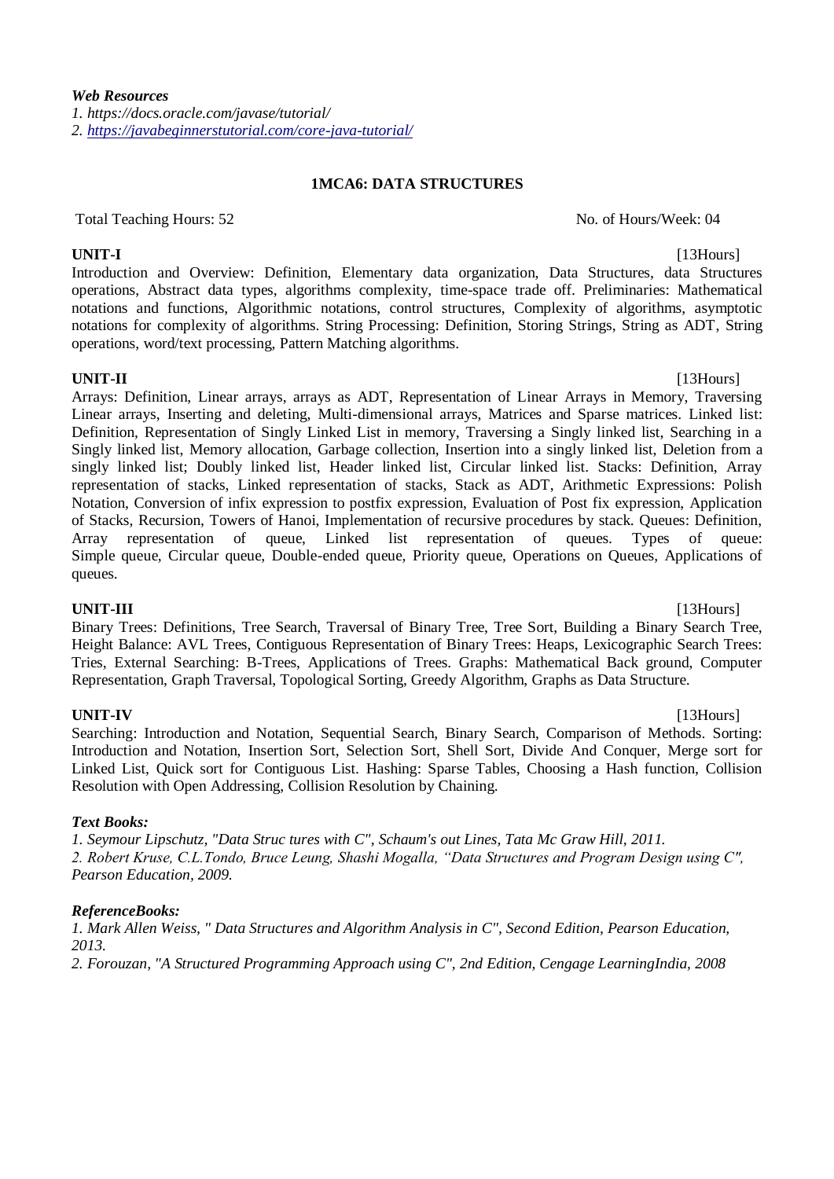***Web Resources***

*1. https://docs.oracle.com/javase/tutorial/*

*2. https://javabeginnerstutorial.com/core-java-tutorial/*

## 1MCA6: DATA STRUCTURES

Total Teaching Hours: 52 No. of Hours/Week: 04

**UNIT-I** [13Hours]

Introduction and Overview: Definition, Elementary data organization, Data Structures, data Structures operations, Abstract data types, algorithms complexity, time-space trade off. Preliminaries: Mathematical notations and functions, Algorithmic notations, control structures, Complexity of algorithms, asymptotic notations for complexity of algorithms. String Processing: Definition, Storing Strings, String as ADT, String operations, word/text processing, Pattern Matching algorithms.

**UNIT-II** [13Hours]

Arrays: Definition, Linear arrays, arrays as ADT, Representation of Linear Arrays in Memory, Traversing Linear arrays, Inserting and deleting, Multi-dimensional arrays, Matrices and Sparse matrices. Linked list: Definition, Representation of Singly Linked List in memory, Traversing a Singly linked list, Searching in a Singly linked list, Memory allocation, Garbage collection, Insertion into a singly linked list, Deletion from a singly linked list; Doubly linked list, Header linked list, Circular linked list. Stacks: Definition, Array representation of stacks, Linked representation of stacks, Stack as ADT, Arithmetic Expressions: Polish Notation, Conversion of infix expression to postfix expression, Evaluation of Post fix expression, Application of Stacks, Recursion, Towers of Hanoi, Implementation of recursive procedures by stack. Queues: Definition, Array representation of queue, Linked list representation of queues. Types of queue: Simple queue, Circular queue, Double-ended queue, Priority queue, Operations on Queues, Applications of queues.

**UNIT-III** [13Hours]

Binary Trees: Definitions, Tree Search, Traversal of Binary Tree, Tree Sort, Building a Binary Search Tree, Height Balance: AVL Trees, Contiguous Representation of Binary Trees: Heaps, Lexicographic Search Trees: Tries, External Searching: B-Trees, Applications of Trees. Graphs: Mathematical Back ground, Computer Representation, Graph Traversal, Topological Sorting, Greedy Algorithm, Graphs as Data Structure.

**UNIT-IV** [13Hours]

Searching: Introduction and Notation, Sequential Search, Binary Search, Comparison of Methods. Sorting: Introduction and Notation, Insertion Sort, Selection Sort, Shell Sort, Divide And Conquer, Merge sort for Linked List, Quick sort for Contiguous List. Hashing: Sparse Tables, Choosing a Hash function, Collision Resolution with Open Addressing, Collision Resolution by Chaining.

***Text Books:***

*1. Seymour Lipschutz, "Data Struc tures with C", Schaum's out Lines, Tata Mc Graw Hill, 2011.*

*2. Robert Kruse, C.L.Tondo, Bruce Leung, Shashi Mogalla, "Data Structures and Program Design using C", Pearson Education, 2009.*

***ReferenceBooks:***

*1. Mark Allen Weiss, " Data Structures and Algorithm Analysis in C", Second Edition, Pearson Education, 2013.*

*2. Forouzan, "A Structured Programming Approach using C", 2nd Edition, Cengage LearningIndia, 2008*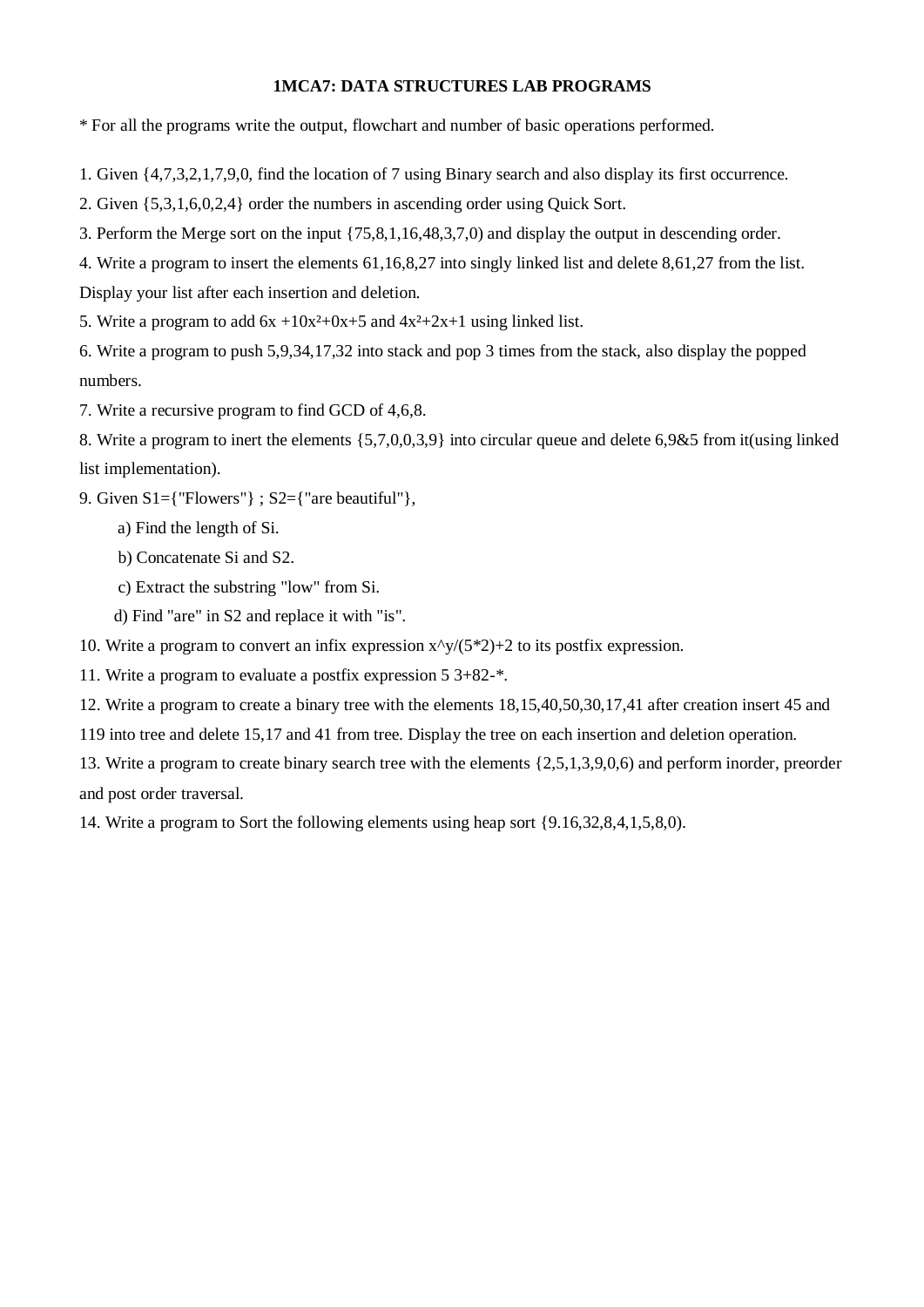# 1MCA7: DATA STRUCTURES LAB PROGRAMS

* For all the programs write the output, flowchart and number of basic operations performed.

1. Given {4,7,3,2,1,7,9,0, find the location of 7 using Binary search and also display its first occurrence.
2. Given {5,3,1,6,0,2,4} order the numbers in ascending order using Quick Sort.
3. Perform the Merge sort on the input {75,8,1,16,48,3,7,0) and display the output in descending order.
4. Write a program to insert the elements 61,16,8,27 into singly linked list and delete 8,61,27 from the list. Display your list after each insertion and deletion.
5. Write a program to add $6x + 10x^2 + 0x + 5$ and $4x^2 + 2x + 1$ using linked list.
6. Write a program to push 5,9,34,17,32 into stack and pop 3 times from the stack, also display the popped numbers.
7. Write a recursive program to find GCD of 4,6,8.
8. Write a program to inert the elements {5,7,0,0,3,9} into circular queue and delete 6,9&5 from it(using linked list implementation).
9. Given S1={"Flowers"} ; S2={"are beautiful"},
   a) Find the length of Si.
   b) Concatenate Si and S2.
   c) Extract the substring "low" from Si.
   d) Find "are" in S2 and replace it with "is".
10. Write a program to convert an infix expression x^y/(5*2)+2 to its postfix expression.
11. Write a program to evaluate a postfix expression 5 3+82-*.
12. Write a program to create a binary tree with the elements 18,15,40,50,30,17,41 after creation insert 45 and 119 into tree and delete 15,17 and 41 from tree. Display the tree on each insertion and deletion operation.
13. Write a program to create binary search tree with the elements {2,5,1,3,9,0,6) and perform inorder, preorder and post order traversal.
14. Write a program to Sort the following elements using heap sort {9.16,32,8,4,1,5,8,0).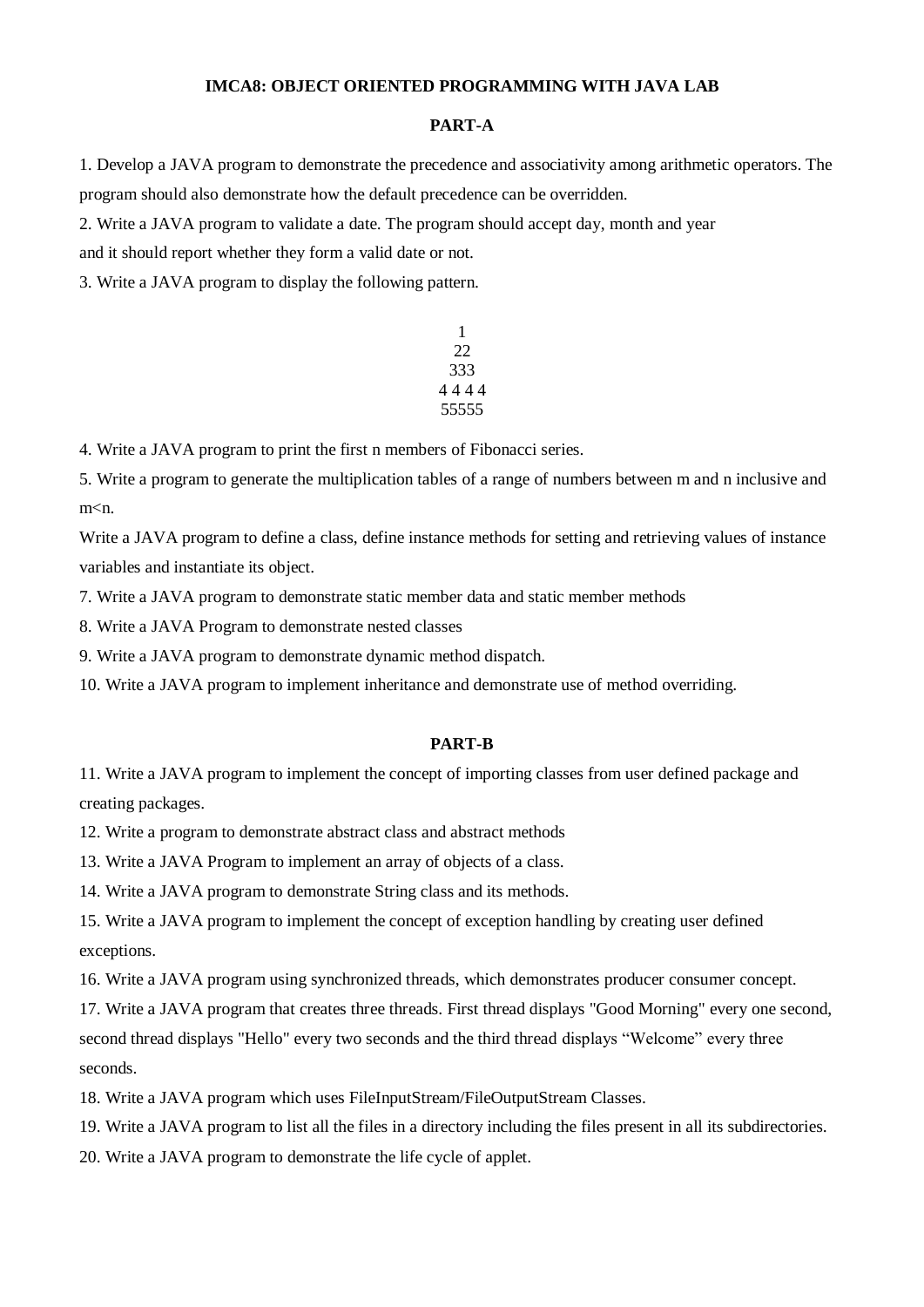**IMCA8: OBJECT ORIENTED PROGRAMMING WITH JAVA LAB**

**PART-A**

1. Develop a JAVA program to demonstrate the precedence and associativity among arithmetic operators. The program should also demonstrate how the default precedence can be overridden.
2. Write a JAVA program to validate a date. The program should accept day, month and year and it should report whether they form a valid date or not.
3. Write a JAVA program to display the following pattern.

```
  1
  22
 333
4 4 4 4
55555
```

4. Write a JAVA program to print the first n members of Fibonacci series.
5. Write a program to generate the multiplication tables of a range of numbers between m and n inclusive and m<n.

Write a JAVA program to define a class, define instance methods for setting and retrieving values of instance variables and instantiate its object.

7. Write a JAVA program to demonstrate static member data and static member methods
8. Write a JAVA Program to demonstrate nested classes
9. Write a JAVA program to demonstrate dynamic method dispatch.
10. Write a JAVA program to implement inheritance and demonstrate use of method overriding.

**PART-B**

11. Write a JAVA program to implement the concept of importing classes from user defined package and creating packages.
12. Write a program to demonstrate abstract class and abstract methods
13. Write a JAVA Program to implement an array of objects of a class.
14. Write a JAVA program to demonstrate String class and its methods.
15. Write a JAVA program to implement the concept of exception handling by creating user defined exceptions.
16. Write a JAVA program using synchronized threads, which demonstrates producer consumer concept.
17. Write a JAVA program that creates three threads. First thread displays "Good Morning" every one second, second thread displays "Hello" every two seconds and the third thread displays "Welcome" every three seconds.
18. Write a JAVA program which uses FileInputStream/FileOutputStream Classes.
19. Write a JAVA program to list all the files in a directory including the files present in all its subdirectories.
20. Write a JAVA program to demonstrate the life cycle of applet.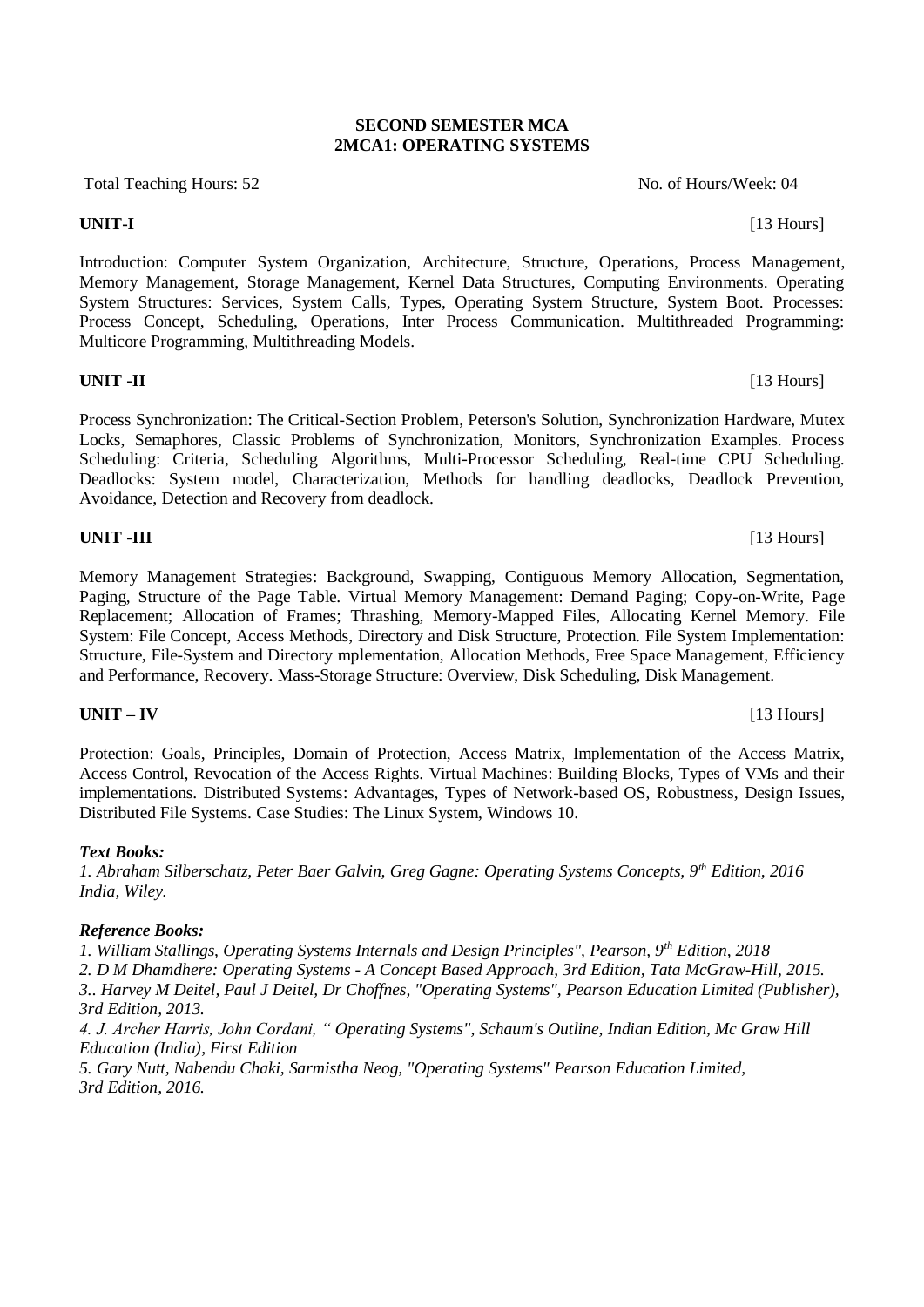# SECOND SEMESTER MCA
## 2MCA1: OPERATING SYSTEMS

Total Teaching Hours: 52 No. of Hours/Week: 04

**UNIT-I** [13 Hours]

Introduction: Computer System Organization, Architecture, Structure, Operations, Process Management, Memory Management, Storage Management, Kernel Data Structures, Computing Environments. Operating System Structures: Services, System Calls, Types, Operating System Structure, System Boot. Processes: Process Concept, Scheduling, Operations, Inter Process Communication. Multithreaded Programming: Multicore Programming, Multithreading Models.

**UNIT -II** [13 Hours]

Process Synchronization: The Critical-Section Problem, Peterson's Solution, Synchronization Hardware, Mutex Locks, Semaphores, Classic Problems of Synchronization, Monitors, Synchronization Examples. Process Scheduling: Criteria, Scheduling Algorithms, Multi-Processor Scheduling, Real-time CPU Scheduling. Deadlocks: System model, Characterization, Methods for handling deadlocks, Deadlock Prevention, Avoidance, Detection and Recovery from deadlock.

**UNIT -III** [13 Hours]

Memory Management Strategies: Background, Swapping, Contiguous Memory Allocation, Segmentation, Paging, Structure of the Page Table. Virtual Memory Management: Demand Paging; Copy-on-Write, Page Replacement; Allocation of Frames; Thrashing, Memory-Mapped Files, Allocating Kernel Memory. File System: File Concept, Access Methods, Directory and Disk Structure, Protection. File System Implementation: Structure, File-System and Directory mplementation, Allocation Methods, Free Space Management, Efficiency and Performance, Recovery. Mass-Storage Structure: Overview, Disk Scheduling, Disk Management.

**UNIT – IV** [13 Hours]

Protection: Goals, Principles, Domain of Protection, Access Matrix, Implementation of the Access Matrix, Access Control, Revocation of the Access Rights. Virtual Machines: Building Blocks, Types of VMs and their implementations. Distributed Systems: Advantages, Types of Network-based OS, Robustness, Design Issues, Distributed File Systems. Case Studies: The Linux System, Windows 10.

***Text Books:***

*1. Abraham Silberschatz, Peter Baer Galvin, Greg Gagne: Operating Systems Concepts, 9th Edition, 2016 India, Wiley.*

***Reference Books:***

*1. William Stallings, Operating Systems Internals and Design Principles", Pearson, 9th Edition, 2018*
*2. D M Dhamdhere: Operating Systems - A Concept Based Approach, 3rd Edition, Tata McGraw-Hill, 2015.*
*3.. Harvey M Deitel, Paul J Deitel, Dr Choffnes, "Operating Systems", Pearson Education Limited (Publisher), 3rd Edition, 2013.*
*4. J. Archer Harris, John Cordani, " Operating Systems", Schaum's Outline, Indian Edition, Mc Graw Hill Education (India), First Edition*
*5. Gary Nutt, Nabendu Chaki, Sarmistha Neog, "Operating Systems" Pearson Education Limited, 3rd Edition, 2016.*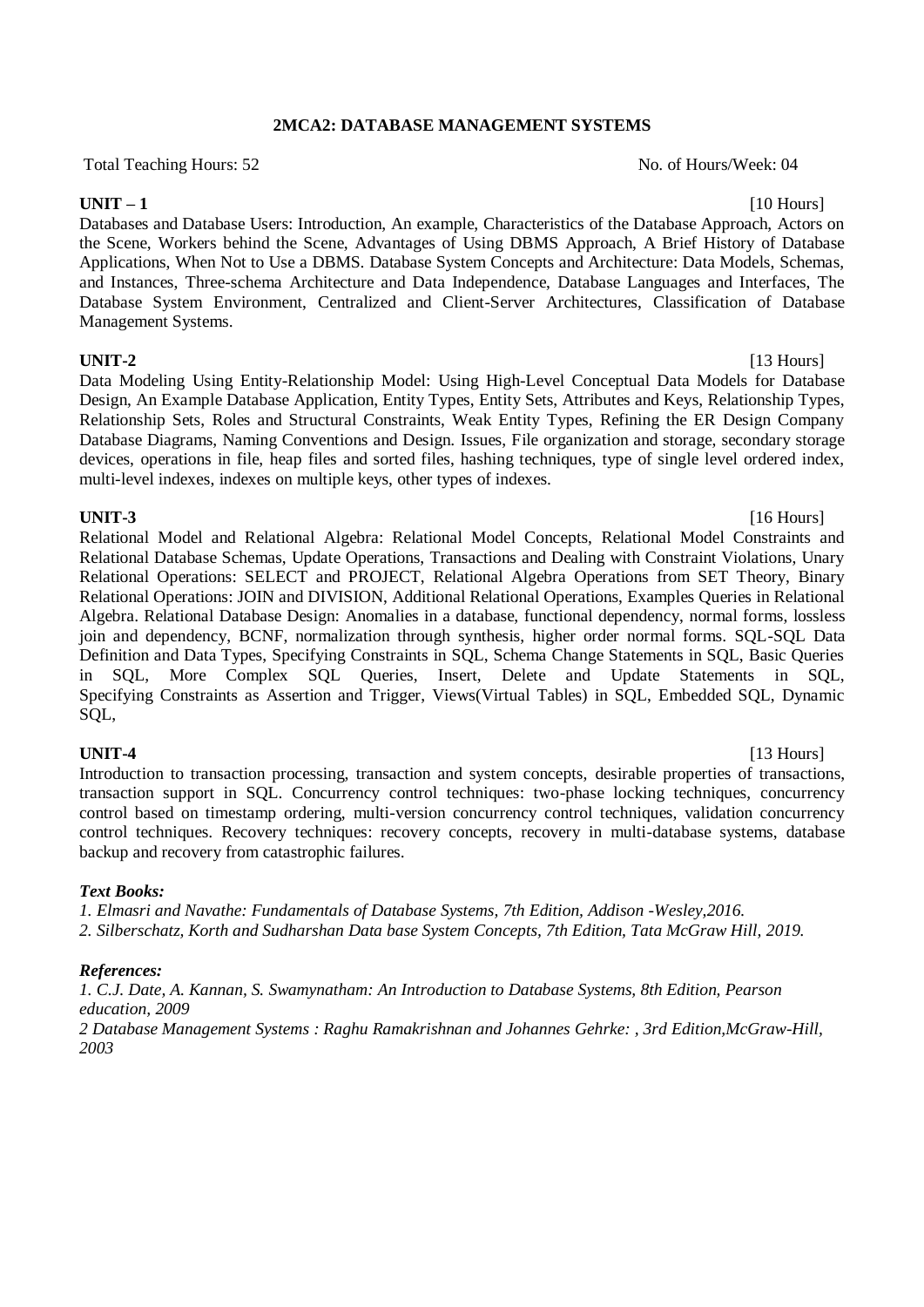## 2MCA2: DATABASE MANAGEMENT SYSTEMS

Total Teaching Hours: 52 No. of Hours/Week: 04

**UNIT – 1** [10 Hours]

Databases and Database Users: Introduction, An example, Characteristics of the Database Approach, Actors on the Scene, Workers behind the Scene, Advantages of Using DBMS Approach, A Brief History of Database Applications, When Not to Use a DBMS. Database System Concepts and Architecture: Data Models, Schemas, and Instances, Three-schema Architecture and Data Independence, Database Languages and Interfaces, The Database System Environment, Centralized and Client-Server Architectures, Classification of Database Management Systems.

**UNIT-2** [13 Hours]

Data Modeling Using Entity-Relationship Model: Using High-Level Conceptual Data Models for Database Design, An Example Database Application, Entity Types, Entity Sets, Attributes and Keys, Relationship Types, Relationship Sets, Roles and Structural Constraints, Weak Entity Types, Refining the ER Design Company Database Diagrams, Naming Conventions and Design. Issues, File organization and storage, secondary storage devices, operations in file, heap files and sorted files, hashing techniques, type of single level ordered index, multi-level indexes, indexes on multiple keys, other types of indexes.

**UNIT-3** [16 Hours]

Relational Model and Relational Algebra: Relational Model Concepts, Relational Model Constraints and Relational Database Schemas, Update Operations, Transactions and Dealing with Constraint Violations, Unary Relational Operations: SELECT and PROJECT, Relational Algebra Operations from SET Theory, Binary Relational Operations: JOIN and DIVISION, Additional Relational Operations, Examples Queries in Relational Algebra. Relational Database Design: Anomalies in a database, functional dependency, normal forms, lossless join and dependency, BCNF, normalization through synthesis, higher order normal forms. SQL-SQL Data Definition and Data Types, Specifying Constraints in SQL, Schema Change Statements in SQL, Basic Queries in SQL, More Complex SQL Queries, Insert, Delete and Update Statements in SQL, Specifying Constraints as Assertion and Trigger, Views(Virtual Tables) in SQL, Embedded SQL, Dynamic SQL,

**UNIT-4** [13 Hours]

Introduction to transaction processing, transaction and system concepts, desirable properties of transactions, transaction support in SQL. Concurrency control techniques: two-phase locking techniques, concurrency control based on timestamp ordering, multi-version concurrency control techniques, validation concurrency control techniques. Recovery techniques: recovery concepts, recovery in multi-database systems, database backup and recovery from catastrophic failures.

***Text Books:***

*1. Elmasri and Navathe: Fundamentals of Database Systems, 7th Edition, Addison -Wesley,2016.*

*2. Silberschatz, Korth and Sudharshan Data base System Concepts, 7th Edition, Tata McGraw Hill, 2019.*

***References:***

*1. C.J. Date, A. Kannan, S. Swamynatham: An Introduction to Database Systems, 8th Edition, Pearson education, 2009*

*2 Database Management Systems : Raghu Ramakrishnan and Johannes Gehrke: , 3rd Edition,McGraw-Hill, 2003*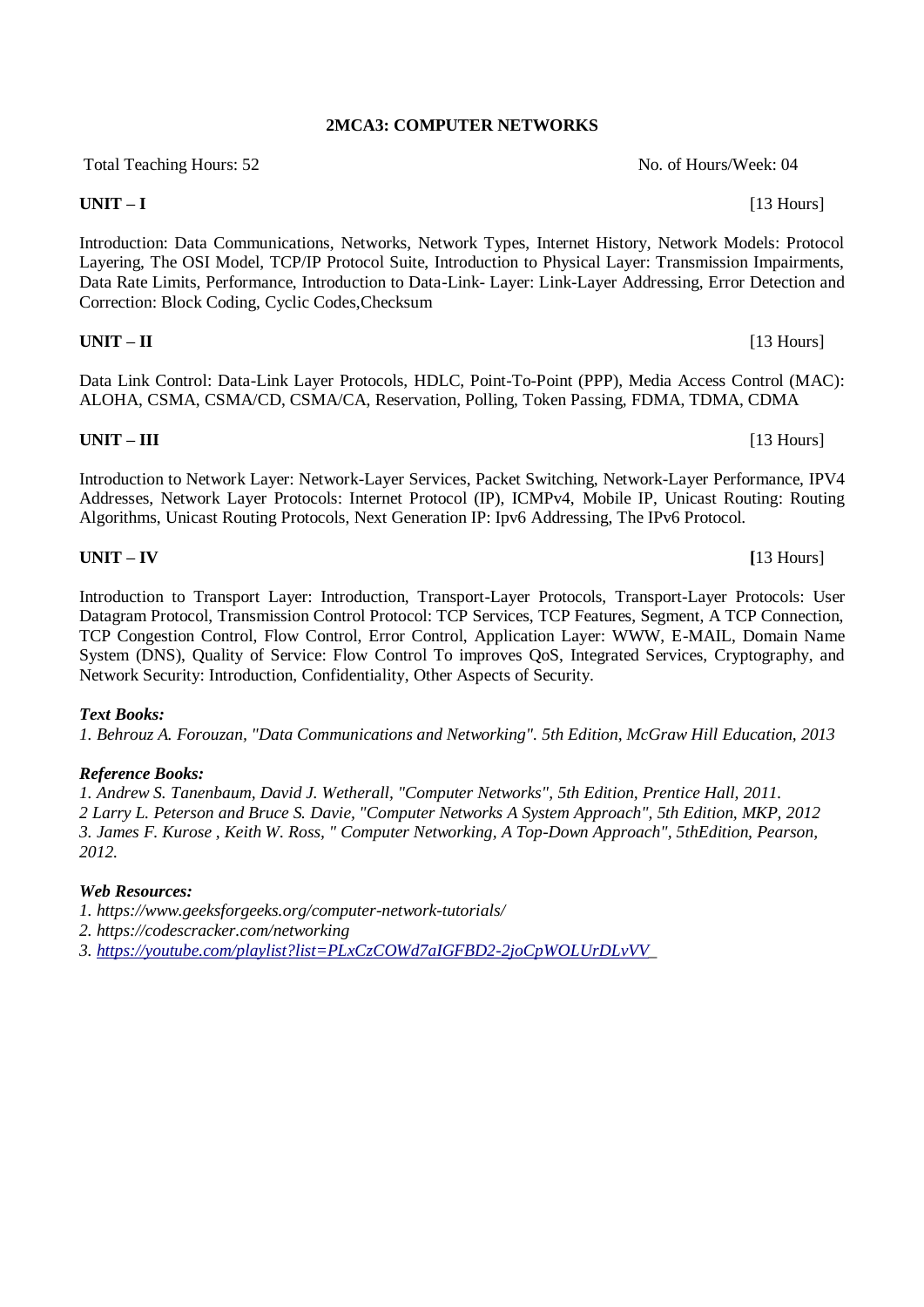## 2MCA3: COMPUTER NETWORKS

Total Teaching Hours: 52 No. of Hours/Week: 04

**UNIT – I** [13 Hours]

Introduction: Data Communications, Networks, Network Types, Internet History, Network Models: Protocol Layering, The OSI Model, TCP/IP Protocol Suite, Introduction to Physical Layer: Transmission Impairments, Data Rate Limits, Performance, Introduction to Data-Link- Layer: Link-Layer Addressing, Error Detection and Correction: Block Coding, Cyclic Codes,Checksum

**UNIT – II** [13 Hours]

Data Link Control: Data-Link Layer Protocols, HDLC, Point-To-Point (PPP), Media Access Control (MAC): ALOHA, CSMA, CSMA/CD, CSMA/CA, Reservation, Polling, Token Passing, FDMA, TDMA, CDMA

**UNIT – III** [13 Hours]

Introduction to Network Layer: Network-Layer Services, Packet Switching, Network-Layer Performance, IPV4 Addresses, Network Layer Protocols: Internet Protocol (IP), ICMPv4, Mobile IP, Unicast Routing: Routing Algorithms, Unicast Routing Protocols, Next Generation IP: Ipv6 Addressing, The IPv6 Protocol.

**UNIT – IV** **[**13 Hours]

Introduction to Transport Layer: Introduction, Transport-Layer Protocols, Transport-Layer Protocols: User Datagram Protocol, Transmission Control Protocol: TCP Services, TCP Features, Segment, A TCP Connection, TCP Congestion Control, Flow Control, Error Control, Application Layer: WWW, E-MAIL, Domain Name System (DNS), Quality of Service: Flow Control To improves QoS, Integrated Services, Cryptography, and Network Security: Introduction, Confidentiality, Other Aspects of Security.

***Text Books:***

*1. Behrouz A. Forouzan, "Data Communications and Networking". 5th Edition, McGraw Hill Education, 2013*

***Reference Books:***

*1. Andrew S. Tanenbaum, David J. Wetherall, "Computer Networks", 5th Edition, Prentice Hall, 2011.*
*2 Larry L. Peterson and Bruce S. Davie, "Computer Networks A System Approach", 5th Edition, MKP, 2012*
*3. James F. Kurose , Keith W. Ross, " Computer Networking, A Top-Down Approach", 5thEdition, Pearson, 2012.*

***Web Resources:***

*1. https://www.geeksforgeeks.org/computer-network-tutorials/*
*2. https://codescracker.com/networking*
*3. https://youtube.com/playlist?list=PLxCzCOWd7aIGFBD2-2joCpWOLUrDLvVV_*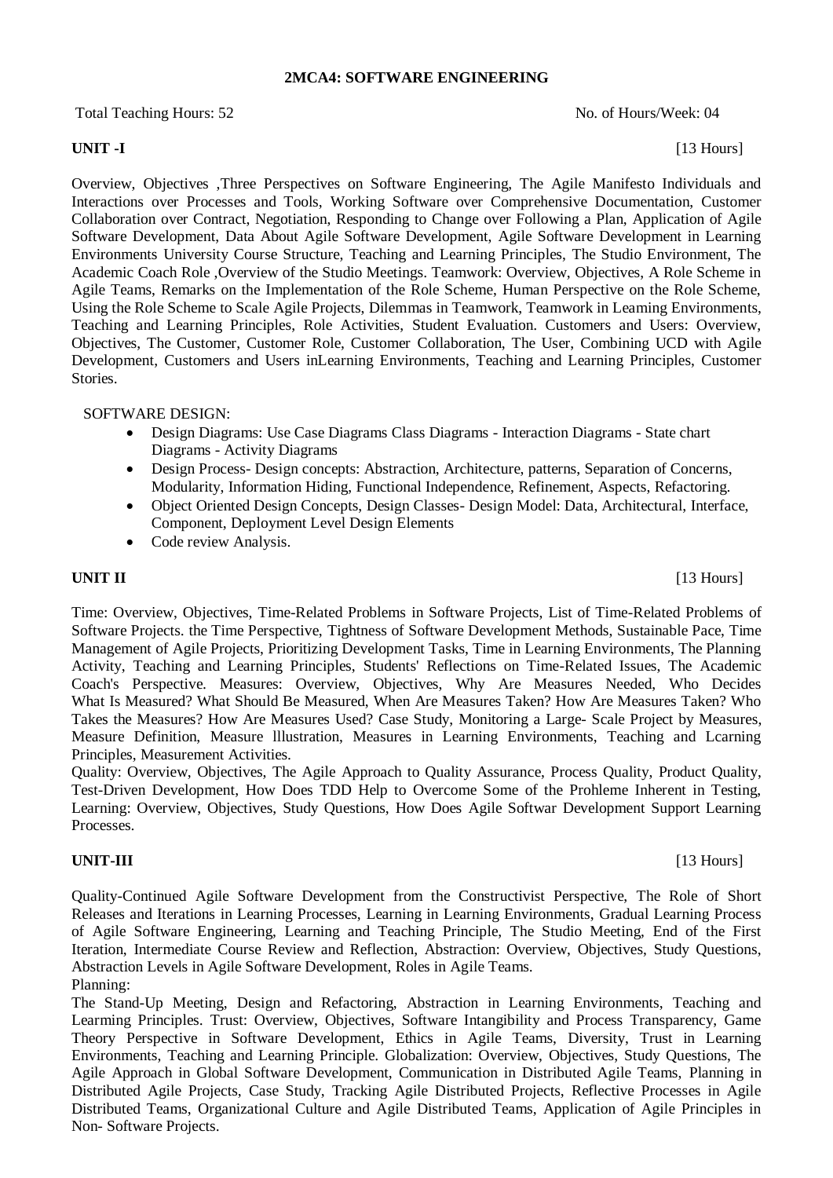**2MCA4: SOFTWARE ENGINEERING**

Total Teaching Hours: 52 No. of Hours/Week: 04

**UNIT -I** [13 Hours]

Overview, Objectives ,Three Perspectives on Software Engineering, The Agile Manifesto Individuals and Interactions over Processes and Tools, Working Software over Comprehensive Documentation, Customer Collaboration over Contract, Negotiation, Responding to Change over Following a Plan, Application of Agile Software Development, Data About Agile Software Development, Agile Software Development in Learning Environments University Course Structure, Teaching and Learning Principles, The Studio Environment, The Academic Coach Role ,Overview of the Studio Meetings. Teamwork: Overview, Objectives, A Role Scheme in Agile Teams, Remarks on the Implementation of the Role Scheme, Human Perspective on the Role Scheme, Using the Role Scheme to Scale Agile Projects, Dilemmas in Teamwork, Teamwork in Leaming Environments, Teaching and Learning Principles, Role Activities, Student Evaluation. Customers and Users: Overview, Objectives, The Customer, Customer Role, Customer Collaboration, The User, Combining UCD with Agile Development, Customers and Users inLearning Environments, Teaching and Learning Principles, Customer Stories.

SOFTWARE DESIGN:

- Design Diagrams: Use Case Diagrams Class Diagrams - Interaction Diagrams - State chart Diagrams - Activity Diagrams
- Design Process- Design concepts: Abstraction, Architecture, patterns, Separation of Concerns, Modularity, Information Hiding, Functional Independence, Refinement, Aspects, Refactoring.
- Object Oriented Design Concepts, Design Classes- Design Model: Data, Architectural, Interface, Component, Deployment Level Design Elements
- Code review Analysis.

**UNIT II** [13 Hours]

Time: Overview, Objectives, Time-Related Problems in Software Projects, List of Time-Related Problems of Software Projects. the Time Perspective, Tightness of Software Development Methods, Sustainable Pace, Time Management of Agile Projects, Prioritizing Development Tasks, Time in Learning Environments, The Planning Activity, Teaching and Learning Principles, Students' Reflections on Time-Related Issues, The Academic Coach's Perspective. Measures: Overview, Objectives, Why Are Measures Needed, Who Decides What Is Measured? What Should Be Measured, When Are Measures Taken? How Are Measures Taken? Who Takes the Measures? How Are Measures Used? Case Study, Monitoring a Large- Scale Project by Measures, Measure Definition, Measure lllustration, Measures in Learning Environments, Teaching and Lcarning Principles, Measurement Activities.

Quality: Overview, Objectives, The Agile Approach to Quality Assurance, Process Quality, Product Quality, Test-Driven Development, How Does TDD Help to Overcome Some of the Prohleme Inherent in Testing, Learning: Overview, Objectives, Study Questions, How Does Agile Softwar Development Support Learning Processes.

**UNIT-III** [13 Hours]

Quality-Continued Agile Software Development from the Constructivist Perspective, The Role of Short Releases and Iterations in Learning Processes, Learning in Learning Environments, Gradual Learning Process of Agile Software Engineering, Learning and Teaching Principle, The Studio Meeting, End of the First Iteration, Intermediate Course Review and Reflection, Abstraction: Overview, Objectives, Study Questions, Abstraction Levels in Agile Software Development, Roles in Agile Teams.

Planning:

The Stand-Up Meeting, Design and Refactoring, Abstraction in Learning Environments, Teaching and Learning Principles. Trust: Overview, Objectives, Software Intangibility and Process Transparency, Game Theory Perspective in Software Development, Ethics in Agile Teams, Diversity, Trust in Learning Environments, Teaching and Learning Principle. Globalization: Overview, Objectives, Study Questions, The Agile Approach in Global Software Development, Communication in Distributed Agile Teams, Planning in Distributed Agile Projects, Case Study, Tracking Agile Distributed Projects, Reflective Processes in Agile Distributed Teams, Organizational Culture and Agile Distributed Teams, Application of Agile Principles in Non- Software Projects.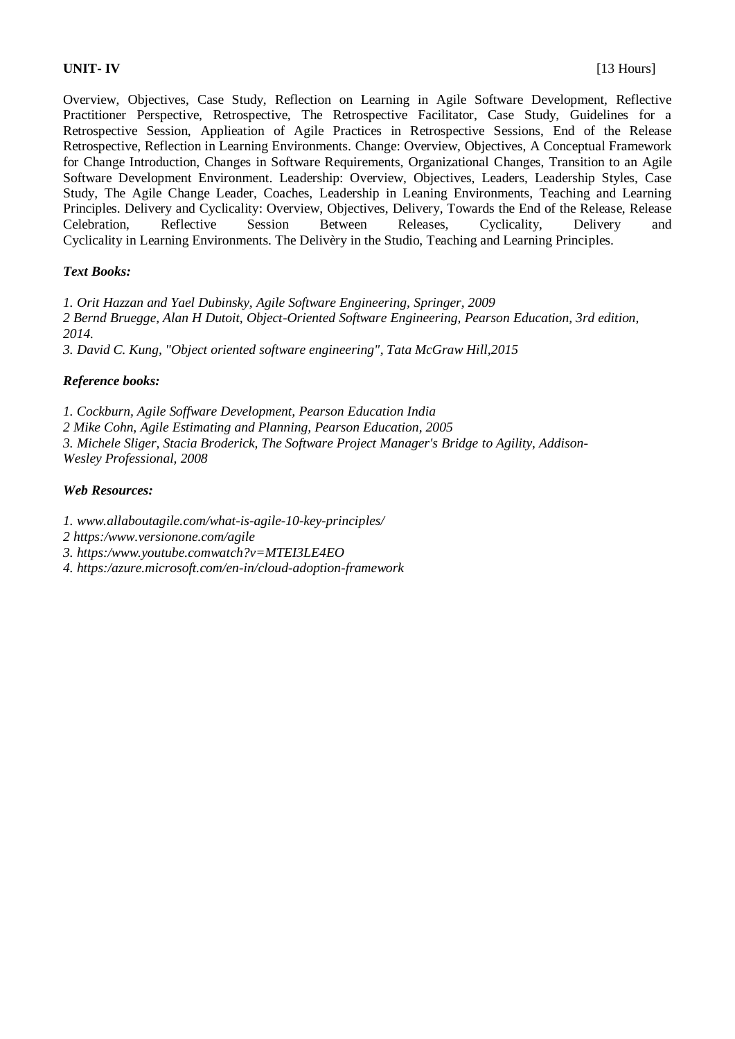**UNIT- IV** [13 Hours]

Overview, Objectives, Case Study, Reflection on Learning in Agile Software Development, Reflective Practitioner Perspective, Retrospective, The Retrospective Facilitator, Case Study, Guidelines for a Retrospective Session, Applieation of Agile Practices in Retrospective Sessions, End of the Release Retrospective, Reflection in Learning Environments. Change: Overview, Objectives, A Conceptual Framework for Change Introduction, Changes in Software Requirements, Organizational Changes, Transition to an Agile Software Development Environment. Leadership: Overview, Objectives, Leaders, Leadership Styles, Case Study, The Agile Change Leader, Coaches, Leadership in Leaning Environments, Teaching and Learning Principles. Delivery and Cyclicality: Overview, Objectives, Delivery, Towards the End of the Release, Release Celebration, Reflective Session Between Releases, Cyclicality, Delivery and Cyclicality in Learning Environments. The Delivèry in the Studio, Teaching and Learning Principles.

***Text Books:***

*1. Orit Hazzan and Yael Dubinsky, Agile Software Engineering, Springer, 2009*
*2 Bernd Bruegge, Alan H Dutoit, Object-Oriented Software Engineering, Pearson Education, 3rd edition, 2014.*
*3. David C. Kung, "Object oriented software engineering", Tata McGraw Hill,2015*

***Reference books:***

*1. Cockburn, Agile Soffware Development, Pearson Education India*
*2 Mike Cohn, Agile Estimating and Planning, Pearson Education, 2005*
*3. Michele Sliger, Stacia Broderick, The Software Project Manager's Bridge to Agility, Addison-Wesley Professional, 2008*

***Web Resources:***

*1. www.allaboutagile.com/what-is-agile-10-key-principles/*
*2 https:/www.versionone.com/agile*
*3. https:/www.youtube.comwatch?v=MTEI3LE4EO*
*4. https:/azure.microsoft.com/en-in/cloud-adoption-framework*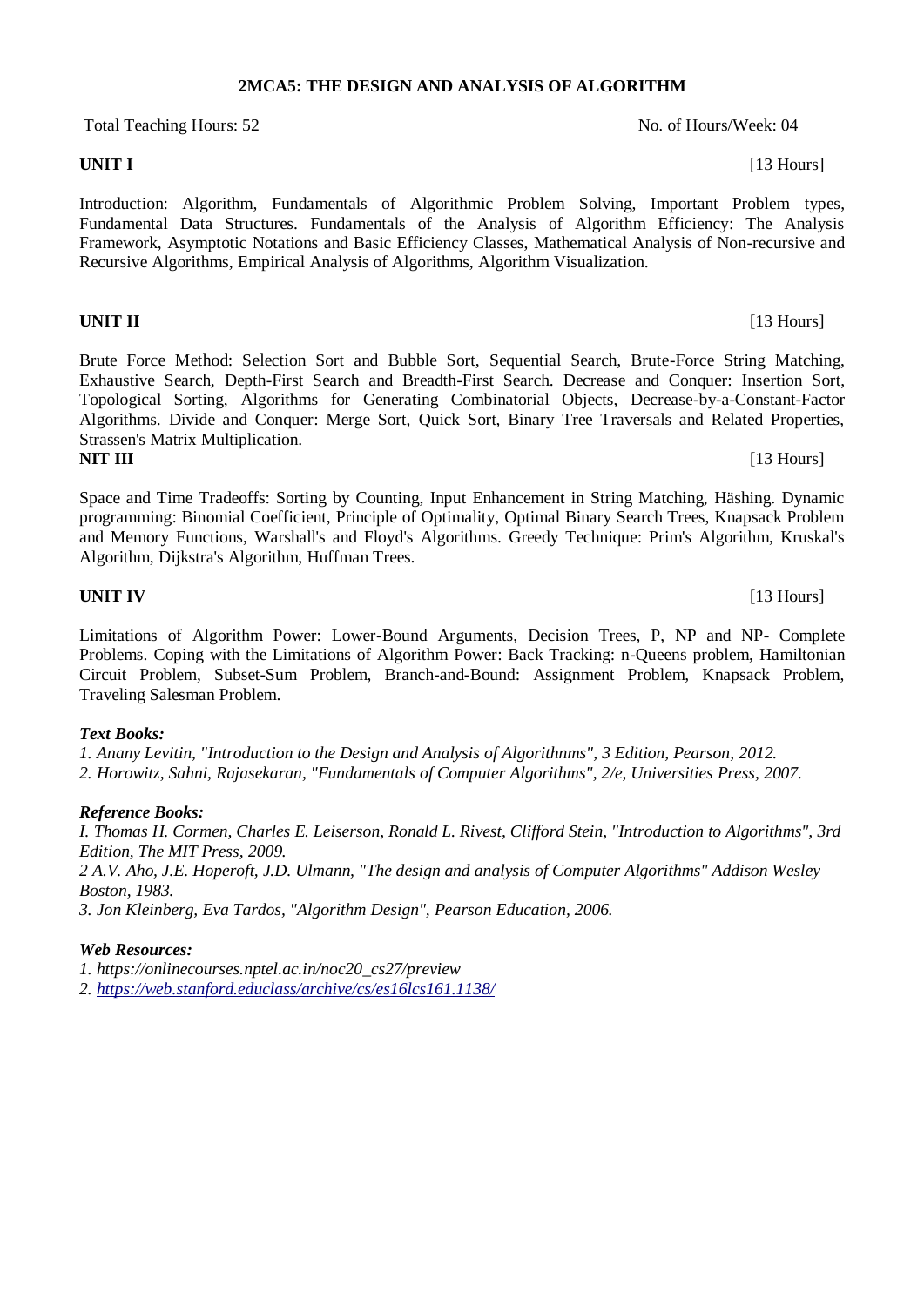## 2MCA5: THE DESIGN AND ANALYSIS OF ALGORITHM

Total Teaching Hours: 52 No. of Hours/Week: 04

**UNIT I** [13 Hours]

Introduction: Algorithm, Fundamentals of Algorithmic Problem Solving, Important Problem types, Fundamental Data Structures. Fundamentals of the Analysis of Algorithm Efficiency: The Analysis Framework, Asymptotic Notations and Basic Efficiency Classes, Mathematical Analysis of Non-recursive and Recursive Algorithms, Empirical Analysis of Algorithms, Algorithm Visualization.

**UNIT II** [13 Hours]

Brute Force Method: Selection Sort and Bubble Sort, Sequential Search, Brute-Force String Matching, Exhaustive Search, Depth-First Search and Breadth-First Search. Decrease and Conquer: Insertion Sort, Topological Sorting, Algorithms for Generating Combinatorial Objects, Decrease-by-a-Constant-Factor Algorithms. Divide and Conquer: Merge Sort, Quick Sort, Binary Tree Traversals and Related Properties, Strassen's Matrix Multiplication.

**NIT III** [13 Hours]

Space and Time Tradeoffs: Sorting by Counting, Input Enhancement in String Matching, Häshing. Dynamic programming: Binomial Coefficient, Principle of Optimality, Optimal Binary Search Trees, Knapsack Problem and Memory Functions, Warshall's and Floyd's Algorithms. Greedy Technique: Prim's Algorithm, Kruskal's Algorithm, Dijkstra's Algorithm, Huffman Trees.

**UNIT IV** [13 Hours]

Limitations of Algorithm Power: Lower-Bound Arguments, Decision Trees, P, NP and NP- Complete Problems. Coping with the Limitations of Algorithm Power: Back Tracking: n-Queens problem, Hamiltonian Circuit Problem, Subset-Sum Problem, Branch-and-Bound: Assignment Problem, Knapsack Problem, Traveling Salesman Problem.

***Text Books:***

*1. Anany Levitin, "Introduction to the Design and Analysis of Algorithnms", 3 Edition, Pearson, 2012.*
*2. Horowitz, Sahni, Rajasekaran, "Fundamentals of Computer Algorithms", 2/e, Universities Press, 2007.*

***Reference Books:***

*I. Thomas H. Cormen, Charles E. Leiserson, Ronald L. Rivest, Clifford Stein, "Introduction to Algorithms", 3rd Edition, The MIT Press, 2009.*
*2 A.V. Aho, J.E. Hoperoft, J.D. Ulmann, "The design and analysis of Computer Algorithms" Addison Wesley Boston, 1983.*
*3. Jon Kleinberg, Eva Tardos, "Algorithm Design", Pearson Education, 2006.*

***Web Resources:***

*1. https://onlinecourses.nptel.ac.in/noc20_cs27/preview*
*2. https://web.stanford.educlass/archive/cs/es16lcs161.1138/*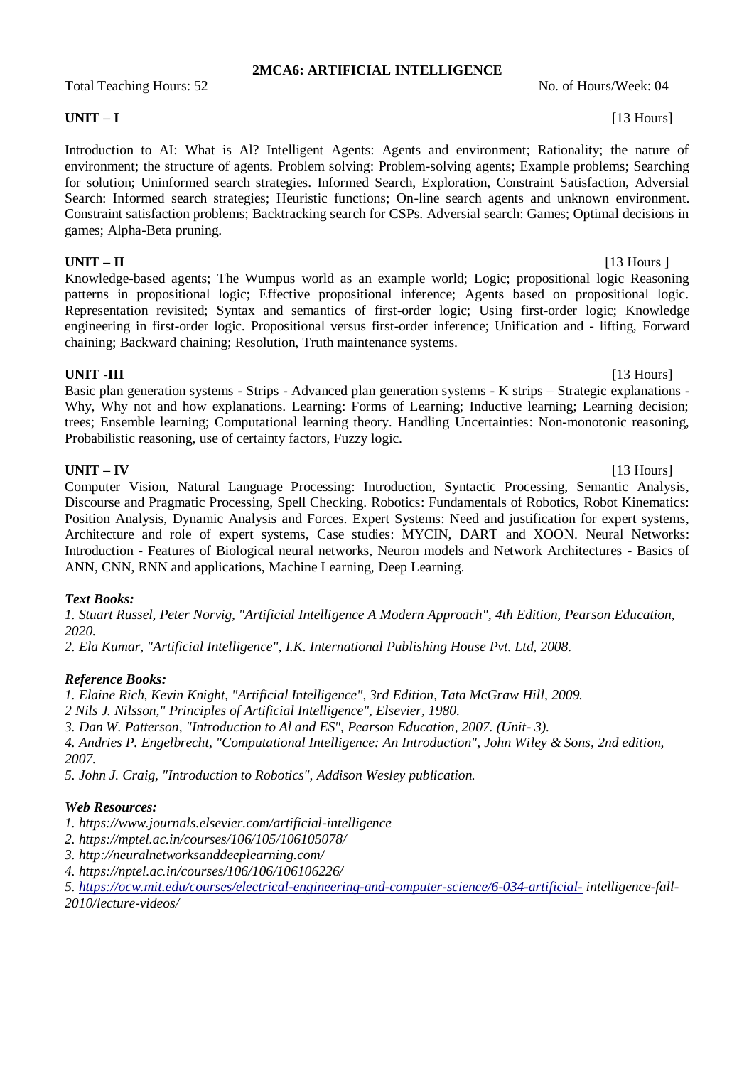## 2MCA6: ARTIFICIAL INTELLIGENCE

Total Teaching Hours: 52 No. of Hours/Week: 04

**UNIT – I** [13 Hours]

Introduction to AI: What is Al? Intelligent Agents: Agents and environment; Rationality; the nature of environment; the structure of agents. Problem solving: Problem-solving agents; Example problems; Searching for solution; Uninformed search strategies. Informed Search, Exploration, Constraint Satisfaction, Adversial Search: Informed search strategies; Heuristic functions; On-line search agents and unknown environment. Constraint satisfaction problems; Backtracking search for CSPs. Adversial search: Games; Optimal decisions in games; Alpha-Beta pruning.

**UNIT – II** [13 Hours ]

Knowledge-based agents; The Wumpus world as an example world; Logic; propositional logic Reasoning patterns in propositional logic; Effective propositional inference; Agents based on propositional logic. Representation revisited; Syntax and semantics of first-order logic; Using first-order logic; Knowledge engineering in first-order logic. Propositional versus first-order inference; Unification and - lifting, Forward chaining; Backward chaining; Resolution, Truth maintenance systems.

**UNIT -III** [13 Hours]

Basic plan generation systems - Strips - Advanced plan generation systems - K strips – Strategic explanations - Why, Why not and how explanations. Learning: Forms of Learning; Inductive learning; Learning decision; trees; Ensemble learning; Computational learning theory. Handling Uncertainties: Non-monotonic reasoning, Probabilistic reasoning, use of certainty factors, Fuzzy logic.

**UNIT – IV** [13 Hours]

Computer Vision, Natural Language Processing: Introduction, Syntactic Processing, Semantic Analysis, Discourse and Pragmatic Processing, Spell Checking. Robotics: Fundamentals of Robotics, Robot Kinematics: Position Analysis, Dynamic Analysis and Forces. Expert Systems: Need and justification for expert systems, Architecture and role of expert systems, Case studies: MYCIN, DART and XOON. Neural Networks: Introduction - Features of Biological neural networks, Neuron models and Network Architectures - Basics of ANN, CNN, RNN and applications, Machine Learning, Deep Learning.

***Text Books:***

*1. Stuart Russel, Peter Norvig, "Artificial Intelligence A Modern Approach", 4th Edition, Pearson Education, 2020.*

*2. Ela Kumar, "Artificial Intelligence", I.K. International Publishing House Pvt. Ltd, 2008.*

***Reference Books:***

*1. Elaine Rich, Kevin Knight, "Artificial Intelligence", 3rd Edition, Tata McGraw Hill, 2009.*

*2 Nils J. Nilsson," Principles of Artificial Intelligence", Elsevier, 1980.*

*3. Dan W. Patterson, "Introduction to Al and ES", Pearson Education, 2007. (Unit- 3).*

*4. Andries P. Engelbrecht, "Computational Intelligence: An Introduction", John Wiley & Sons, 2nd edition, 2007.*

*5. John J. Craig, "Introduction to Robotics", Addison Wesley publication.*

***Web Resources:***

*1. https://www.journals.elsevier.com/artificial-intelligence*

*2. https://mptel.ac.in/courses/106/105/106105078/*

*3. http://neuralnetworksanddeeplearning.com/*

*4. https://nptel.ac.in/courses/106/106/106106226/*

*5. https://ocw.mit.edu/courses/electrical-engineering-and-computer-science/6-034-artificial- intelligence-fall-2010/lecture-videos/*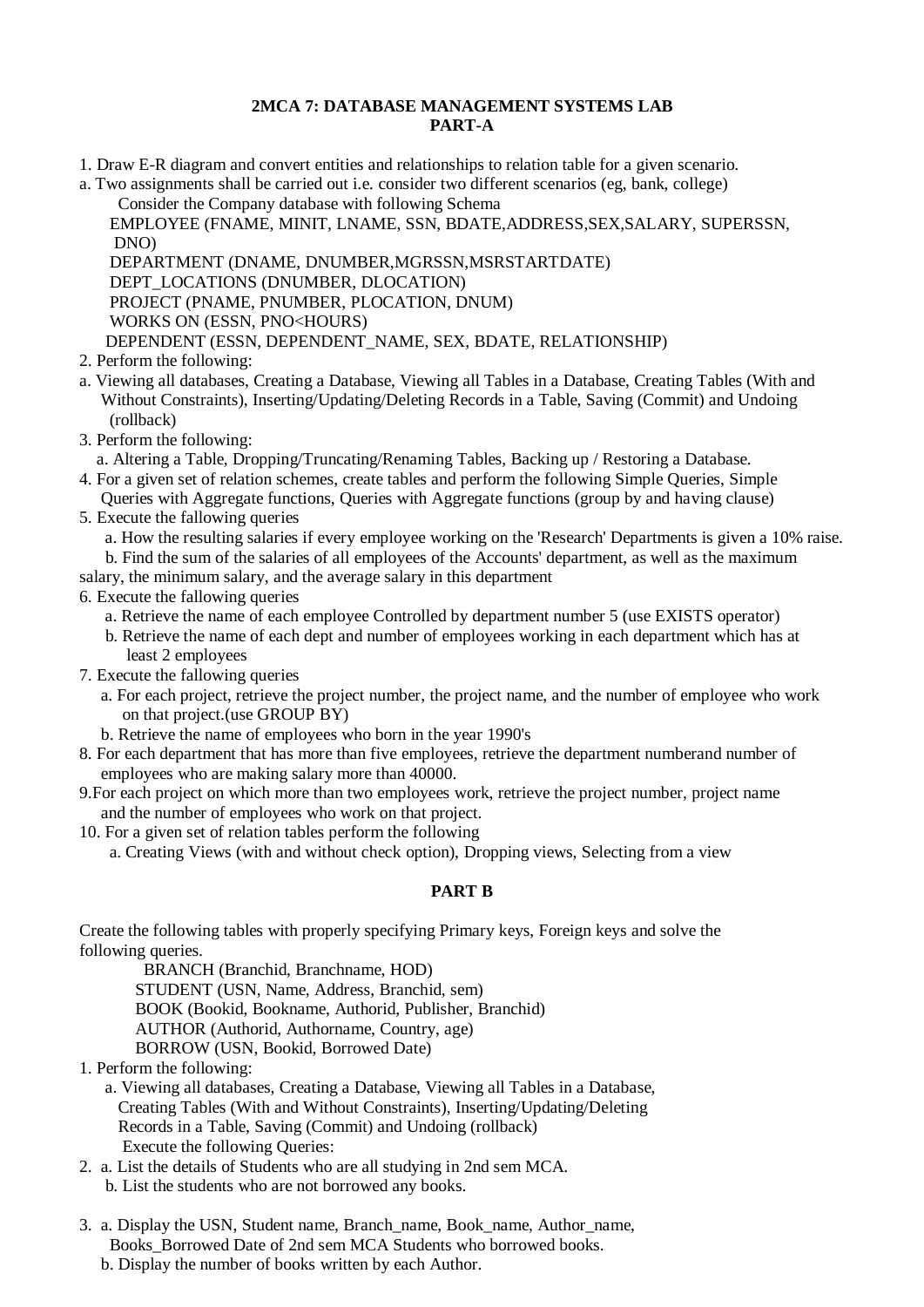**2MCA 7: DATABASE MANAGEMENT SYSTEMS LAB**
**PART-A**

1. Draw E-R diagram and convert entities and relationships to relation table for a given scenario.

a. Two assignments shall be carried out i.e. consider two different scenarios (eg, bank, college)

Consider the Company database with following Schema

EMPLOYEE (FNAME, MINIT, LNAME, SSN, BDATE,ADDRESS,SEX,SALARY, SUPERSSN, DNO)

DEPARTMENT (DNAME, DNUMBER,MGRSSN,MSRSTARTDATE)

DEPT_LOCATIONS (DNUMBER, DLOCATION)

PROJECT (PNAME, PNUMBER, PLOCATION, DNUM)

WORKS ON (ESSN, PNO<HOURS)

DEPENDENT (ESSN, DEPENDENT_NAME, SEX, BDATE, RELATIONSHIP)

2. Perform the following:

a. Viewing all databases, Creating a Database, Viewing all Tables in a Database, Creating Tables (With and Without Constraints), Inserting/Updating/Deleting Records in a Table, Saving (Commit) and Undoing (rollback)

3. Perform the following:

a. Altering a Table, Dropping/Truncating/Renaming Tables, Backing up / Restoring a Database.

4. For a given set of relation schemes, create tables and perform the following Simple Queries, Simple Queries with Aggregate functions, Queries with Aggregate functions (group by and having clause)

5. Execute the fallowing queries

a. How the resulting salaries if every employee working on the 'Research' Departments is given a 10% raise.

b. Find the sum of the salaries of all employees of the Accounts' department, as well as the maximum salary, the minimum salary, and the average salary in this department

6. Execute the fallowing queries

a. Retrieve the name of each employee Controlled by department number 5 (use EXISTS operator)

b. Retrieve the name of each dept and number of employees working in each department which has at least 2 employees

7. Execute the fallowing queries

a. For each project, retrieve the project number, the project name, and the number of employee who work on that project.(use GROUP BY)

b. Retrieve the name of employees who born in the year 1990's

8. For each department that has more than five employees, retrieve the department numberand number of employees who are making salary more than 40000.

9. For each project on which more than two employees work, retrieve the project number, project name and the number of employees who work on that project.

10. For a given set of relation tables perform the following

a. Creating Views (with and without check option), Dropping views, Selecting from a view

**PART B**

Create the following tables with properly specifying Primary keys, Foreign keys and solve the following queries.

BRANCH (Branchid, Branchname, HOD)

STUDENT (USN, Name, Address, Branchid, sem)

BOOK (Bookid, Bookname, Authorid, Publisher, Branchid)

AUTHOR (Authorid, Authorname, Country, age)

BORROW (USN, Bookid, Borrowed Date)

1. Perform the following:

a. Viewing all databases, Creating a Database, Viewing all Tables in a Database, Creating Tables (With and Without Constraints), Inserting/Updating/Deleting Records in a Table, Saving (Commit) and Undoing (rollback)

Execute the following Queries:

2. a. List the details of Students who are all studying in 2nd sem MCA.

b. List the students who are not borrowed any books.

3. a. Display the USN, Student name, Branch_name, Book_name, Author_name, Books_Borrowed Date of 2nd sem MCA Students who borrowed books.

b. Display the number of books written by each Author.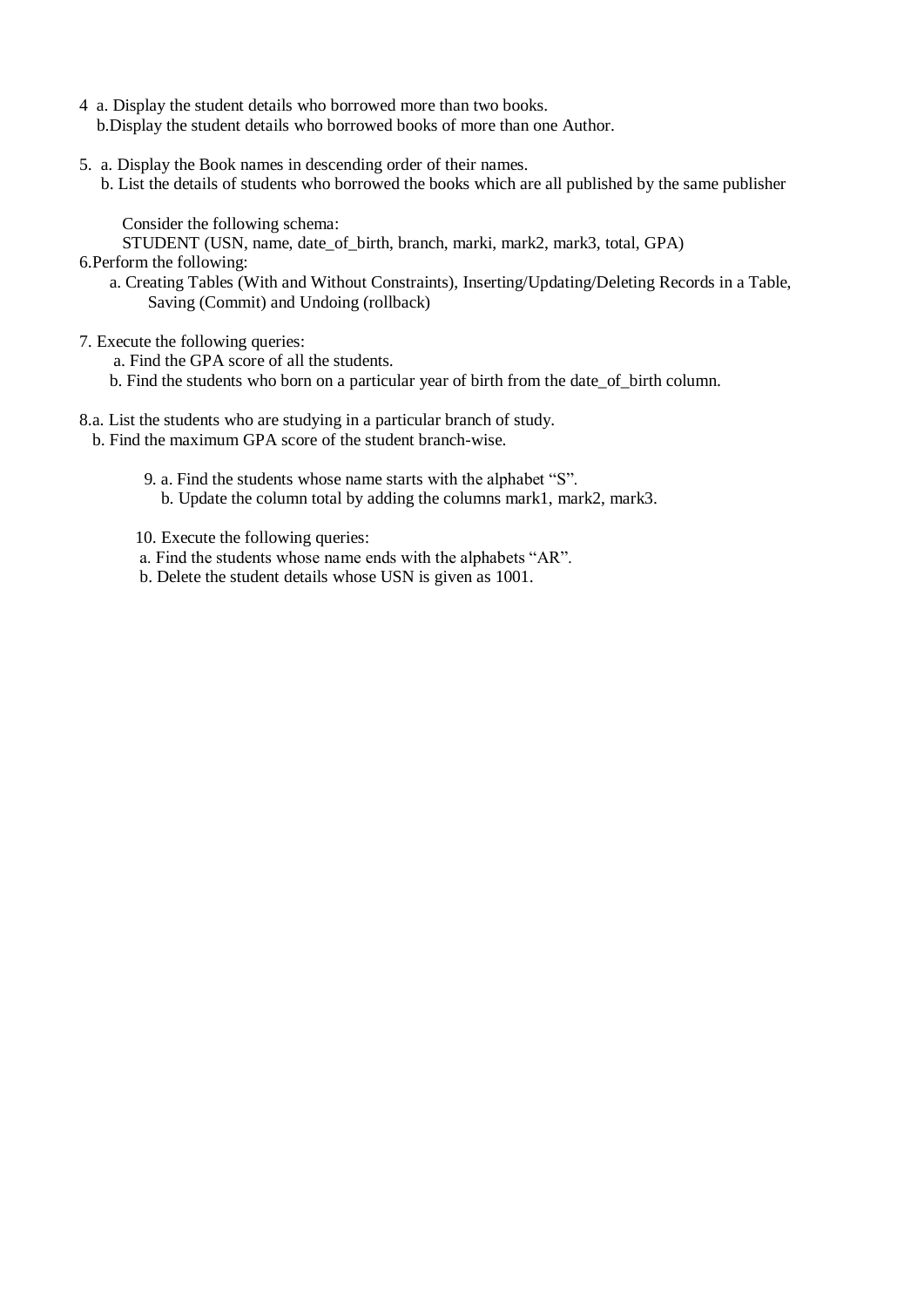4 a. Display the student details who borrowed more than two books.
 b. Display the student details who borrowed books of more than one Author.

5. a. Display the Book names in descending order of their names.
 b. List the details of students who borrowed the books which are all published by the same publisher

Consider the following schema:
STUDENT (USN, name, date_of_birth, branch, marki, mark2, mark3, total, GPA)

6. Perform the following:
 a. Creating Tables (With and Without Constraints), Inserting/Updating/Deleting Records in a Table, Saving (Commit) and Undoing (rollback)

7. Execute the following queries:
 a. Find the GPA score of all the students.
 b. Find the students who born on a particular year of birth from the date_of_birth column.

8. a. List the students who are studying in a particular branch of study.
 b. Find the maximum GPA score of the student branch-wise.

9. a. Find the students whose name starts with the alphabet "S".
 b. Update the column total by adding the columns mark1, mark2, mark3.

10. Execute the following queries:
 a. Find the students whose name ends with the alphabets "AR".
 b. Delete the student details whose USN is given as 1001.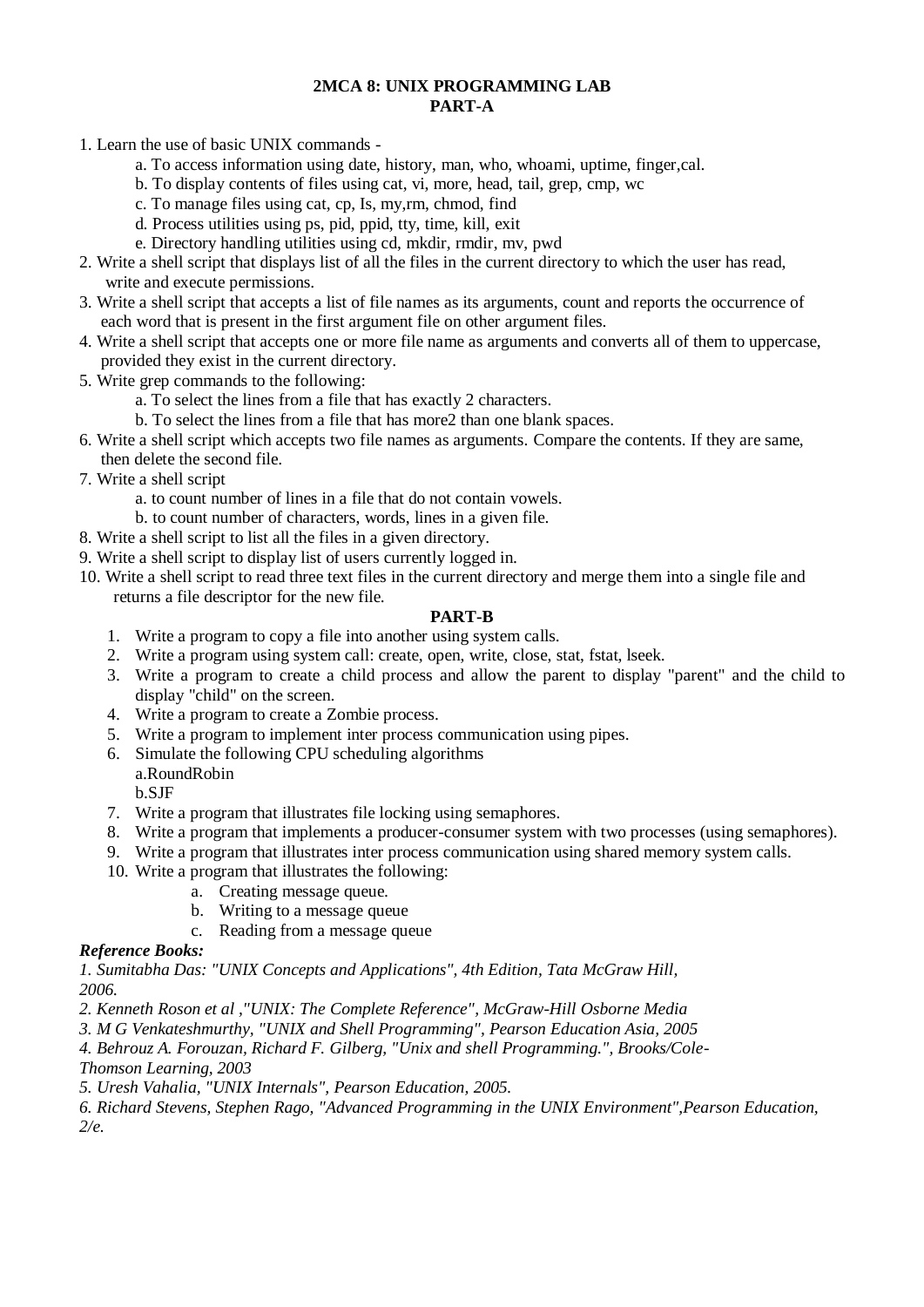## 2MCA 8: UNIX PROGRAMMING LAB

### PART-A

1. Learn the use of basic UNIX commands -
   a. To access information using date, history, man, who, whoami, uptime, finger,cal.
   b. To display contents of files using cat, vi, more, head, tail, grep, cmp, wc
   c. To manage files using cat, cp, Is, my,rm, chmod, find
   d. Process utilities using ps, pid, ppid, tty, time, kill, exit
   e. Directory handling utilities using cd, mkdir, rmdir, mv, pwd
2. Write a shell script that displays list of all the files in the current directory to which the user has read, write and execute permissions.
3. Write a shell script that accepts a list of file names as its arguments, count and reports the occurrence of each word that is present in the first argument file on other argument files.
4. Write a shell script that accepts one or more file name as arguments and converts all of them to uppercase, provided they exist in the current directory.
5. Write grep commands to the following:
   a. To select the lines from a file that has exactly 2 characters.
   b. To select the lines from a file that has more2 than one blank spaces.
6. Write a shell script which accepts two file names as arguments. Compare the contents. If they are same, then delete the second file.
7. Write a shell script
   a. to count number of lines in a file that do not contain vowels.
   b. to count number of characters, words, lines in a given file.
8. Write a shell script to list all the files in a given directory.
9. Write a shell script to display list of users currently logged in.
10. Write a shell script to read three text files in the current directory and merge them into a single file and returns a file descriptor for the new file.

### PART-B

1. Write a program to copy a file into another using system calls.
2. Write a program using system call: create, open, write, close, stat, fstat, lseek.
3. Write a program to create a child process and allow the parent to display "parent" and the child to display "child" on the screen.
4. Write a program to create a Zombie process.
5. Write a program to implement inter process communication using pipes.
6. Simulate the following CPU scheduling algorithms
   a.RoundRobin
   b.SJF
7. Write a program that illustrates file locking using semaphores.
8. Write a program that implements a producer-consumer system with two processes (using semaphores).
9. Write a program that illustrates inter process communication using shared memory system calls.
10. Write a program that illustrates the following:
    a. Creating message queue.
    b. Writing to a message queue
    c. Reading from a message queue

***Reference Books:***

*1. Sumitabha Das: "UNIX Concepts and Applications", 4th Edition, Tata McGraw Hill, 2006.*

*2. Kenneth Roson et al ,"UNIX: The Complete Reference", McGraw-Hill Osborne Media*

*3. M G Venkateshmurthy, "UNIX and Shell Programming", Pearson Education Asia, 2005*

*4. Behrouz A. Forouzan, Richard F. Gilberg, "Unix and shell Programming.", Brooks/Cole-Thomson Learning, 2003*

*5. Uresh Vahalia, "UNIX Internals", Pearson Education, 2005.*

*6. Richard Stevens, Stephen Rago, "Advanced Programming in the UNIX Environment",Pearson Education, 2/e.*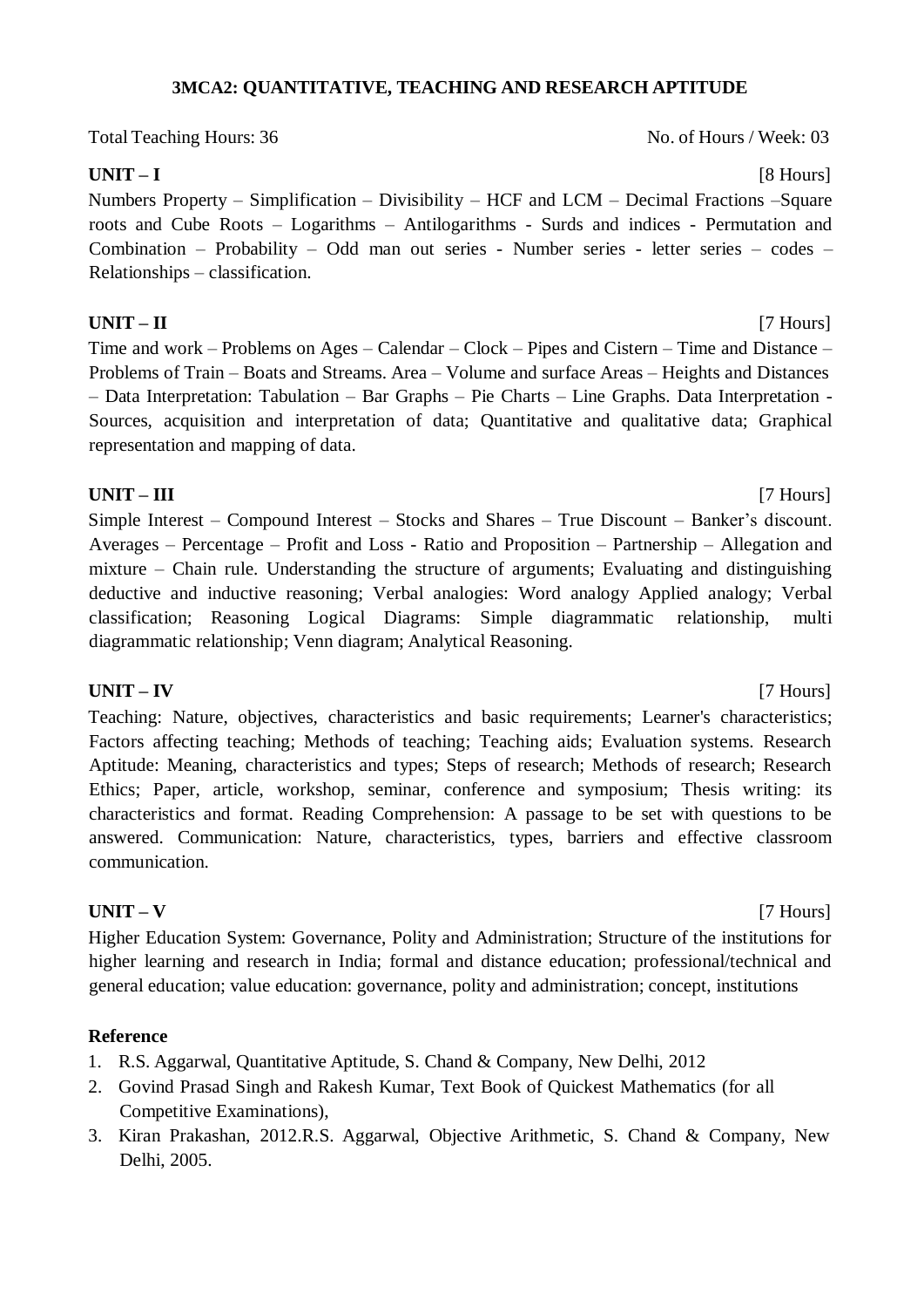## 3MCA2: QUANTITATIVE, TEACHING AND RESEARCH APTITUDE

Total Teaching Hours: 36 No. of Hours / Week: 03

**UNIT – I** [8 Hours]

Numbers Property – Simplification – Divisibility – HCF and LCM – Decimal Fractions –Square roots and Cube Roots – Logarithms – Antilogarithms - Surds and indices - Permutation and Combination – Probability – Odd man out series - Number series - letter series – codes – Relationships – classification.

**UNIT – II** [7 Hours]

Time and work – Problems on Ages – Calendar – Clock – Pipes and Cistern – Time and Distance – Problems of Train – Boats and Streams. Area – Volume and surface Areas – Heights and Distances – Data Interpretation: Tabulation – Bar Graphs – Pie Charts – Line Graphs. Data Interpretation - Sources, acquisition and interpretation of data; Quantitative and qualitative data; Graphical representation and mapping of data.

**UNIT – III** [7 Hours]

Simple Interest – Compound Interest – Stocks and Shares – True Discount – Banker's discount. Averages – Percentage – Profit and Loss - Ratio and Proposition – Partnership – Allegation and mixture – Chain rule. Understanding the structure of arguments; Evaluating and distinguishing deductive and inductive reasoning; Verbal analogies: Word analogy Applied analogy; Verbal classification; Reasoning Logical Diagrams: Simple diagrammatic relationship, multi diagrammatic relationship; Venn diagram; Analytical Reasoning.

**UNIT – IV** [7 Hours]

Teaching: Nature, objectives, characteristics and basic requirements; Learner's characteristics; Factors affecting teaching; Methods of teaching; Teaching aids; Evaluation systems. Research Aptitude: Meaning, characteristics and types; Steps of research; Methods of research; Research Ethics; Paper, article, workshop, seminar, conference and symposium; Thesis writing: its characteristics and format. Reading Comprehension: A passage to be set with questions to be answered. Communication: Nature, characteristics, types, barriers and effective classroom communication.

**UNIT – V** [7 Hours]

Higher Education System: Governance, Polity and Administration; Structure of the institutions for higher learning and research in India; formal and distance education; professional/technical and general education; value education: governance, polity and administration; concept, institutions

**Reference**

1. R.S. Aggarwal, Quantitative Aptitude, S. Chand & Company, New Delhi, 2012
2. Govind Prasad Singh and Rakesh Kumar, Text Book of Quickest Mathematics (for all Competitive Examinations),
3. Kiran Prakashan, 2012.R.S. Aggarwal, Objective Arithmetic, S. Chand & Company, New Delhi, 2005.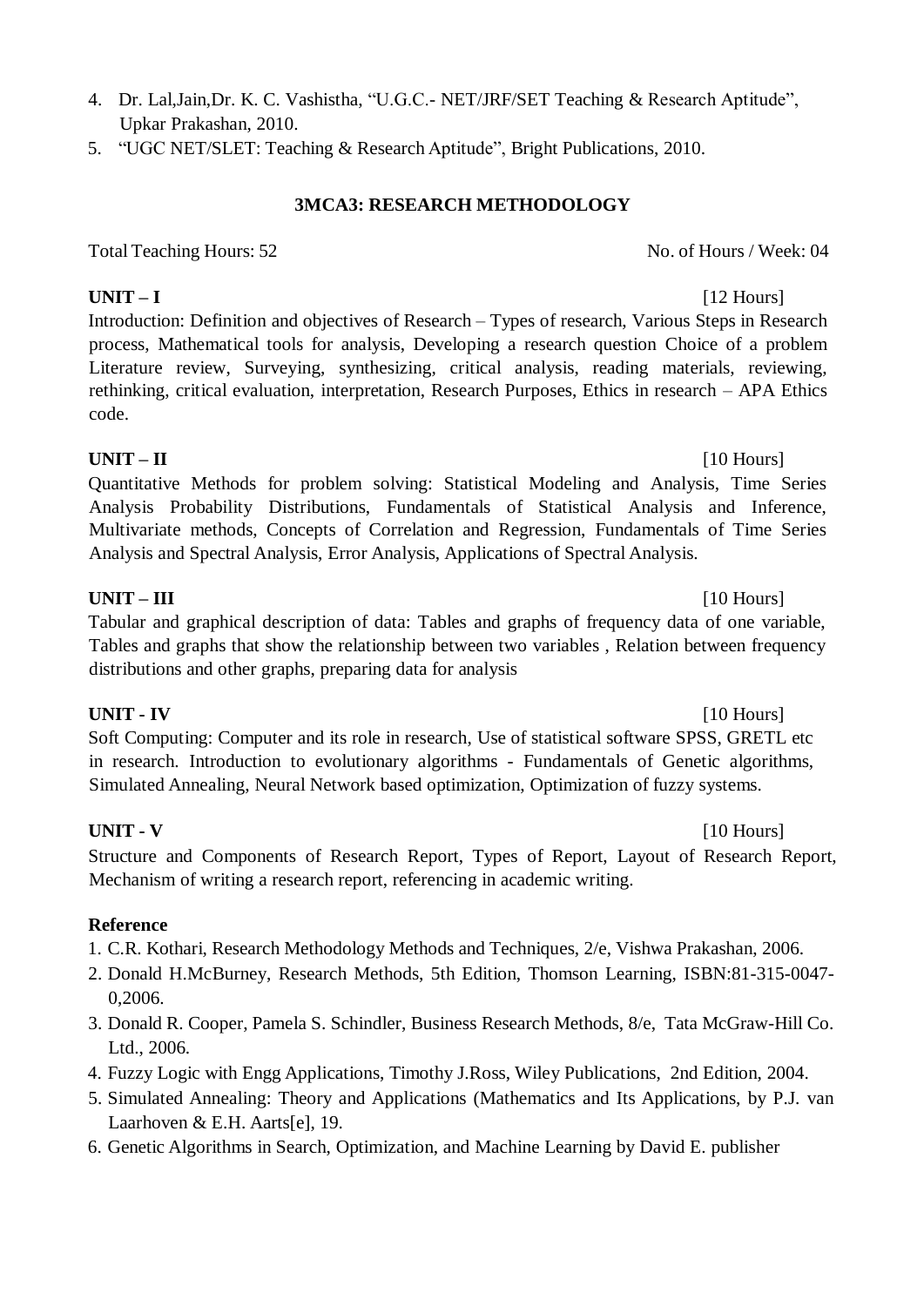4. Dr. Lal,Jain,Dr. K. C. Vashistha, "U.G.C.- NET/JRF/SET Teaching & Research Aptitude", Upkar Prakashan, 2010.
5. "UGC NET/SLET: Teaching & Research Aptitude", Bright Publications, 2010.

## 3MCA3: RESEARCH METHODOLOGY

Total Teaching Hours: 52 &nbsp;&nbsp;&nbsp;&nbsp;&nbsp;&nbsp;&nbsp;&nbsp; No. of Hours / Week: 04

**UNIT – I** [12 Hours]

Introduction: Definition and objectives of Research – Types of research, Various Steps in Research process, Mathematical tools for analysis, Developing a research question Choice of a problem Literature review, Surveying, synthesizing, critical analysis, reading materials, reviewing, rethinking, critical evaluation, interpretation, Research Purposes, Ethics in research – APA Ethics code.

**UNIT – II** [10 Hours]

Quantitative Methods for problem solving: Statistical Modeling and Analysis, Time Series Analysis Probability Distributions, Fundamentals of Statistical Analysis and Inference, Multivariate methods, Concepts of Correlation and Regression, Fundamentals of Time Series Analysis and Spectral Analysis, Error Analysis, Applications of Spectral Analysis.

**UNIT – III** [10 Hours]

Tabular and graphical description of data: Tables and graphs of frequency data of one variable, Tables and graphs that show the relationship between two variables , Relation between frequency distributions and other graphs, preparing data for analysis

**UNIT - IV** [10 Hours]

Soft Computing: Computer and its role in research, Use of statistical software SPSS, GRETL etc in research. Introduction to evolutionary algorithms - Fundamentals of Genetic algorithms, Simulated Annealing, Neural Network based optimization, Optimization of fuzzy systems.

**UNIT - V** [10 Hours]

Structure and Components of Research Report, Types of Report, Layout of Research Report, Mechanism of writing a research report, referencing in academic writing.

**Reference**

1. C.R. Kothari, Research Methodology Methods and Techniques, 2/e, Vishwa Prakashan, 2006.
2. Donald H.McBurney, Research Methods, 5th Edition, Thomson Learning, ISBN:81-315-0047-0,2006.
3. Donald R. Cooper, Pamela S. Schindler, Business Research Methods, 8/e, Tata McGraw-Hill Co. Ltd., 2006.
4. Fuzzy Logic with Engg Applications, Timothy J.Ross, Wiley Publications, 2nd Edition, 2004.
5. Simulated Annealing: Theory and Applications (Mathematics and Its Applications, by P.J. van Laarhoven & E.H. Aarts[e], 19.
6. Genetic Algorithms in Search, Optimization, and Machine Learning by David E. publisher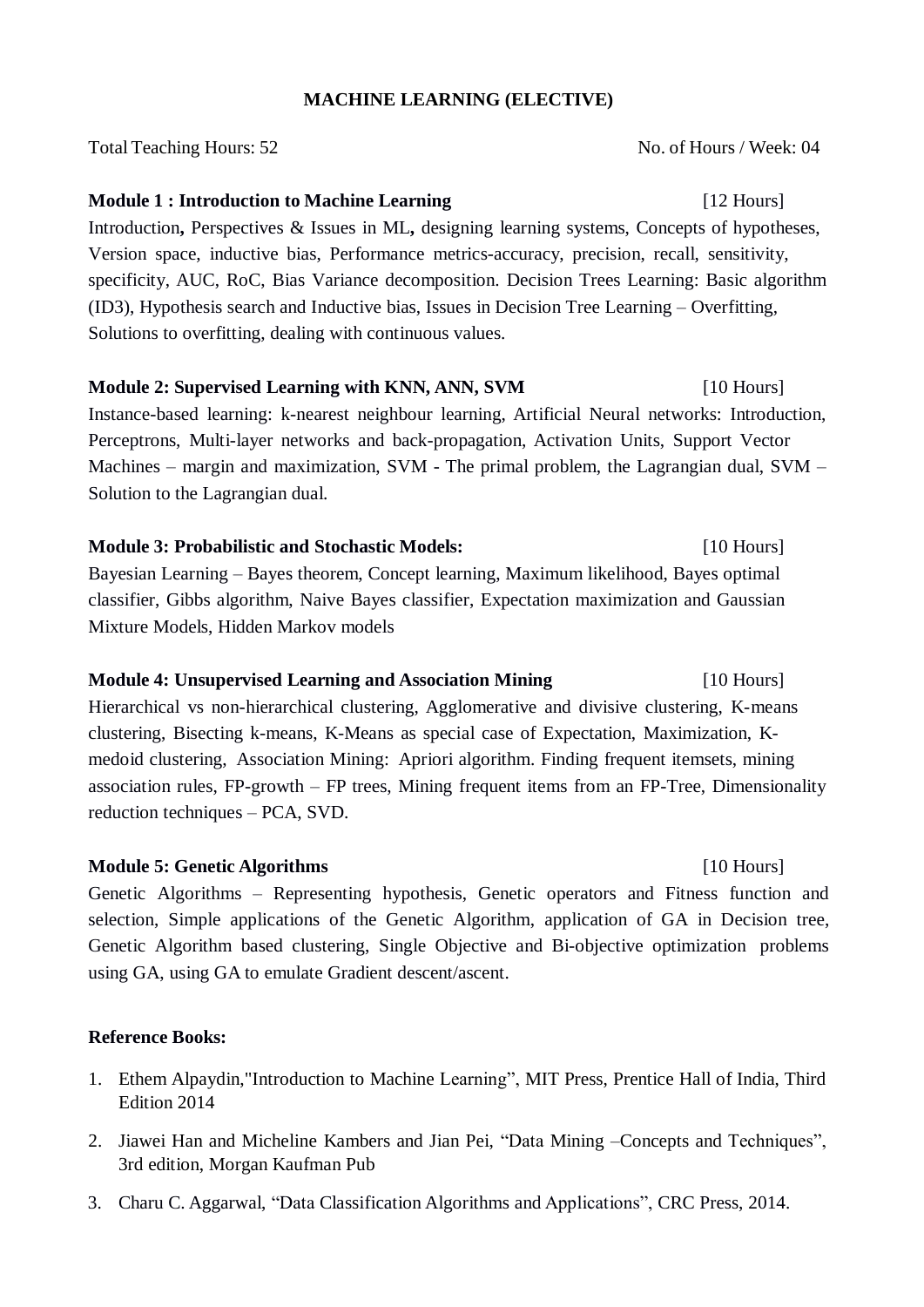## MACHINE LEARNING (ELECTIVE)

Total Teaching Hours: 52 No. of Hours / Week: 04

**Module 1 : Introduction to Machine Learning** [12 Hours]

Introduction**,** Perspectives & Issues in ML**,** designing learning systems, Concepts of hypotheses, Version space, inductive bias, Performance metrics-accuracy, precision, recall, sensitivity, specificity, AUC, RoC, Bias Variance decomposition. Decision Trees Learning: Basic algorithm (ID3), Hypothesis search and Inductive bias, Issues in Decision Tree Learning – Overfitting, Solutions to overfitting, dealing with continuous values.

**Module 2: Supervised Learning with KNN, ANN, SVM** [10 Hours]

Instance-based learning: k-nearest neighbour learning, Artificial Neural networks: Introduction, Perceptrons, Multi-layer networks and back-propagation, Activation Units, Support Vector Machines – margin and maximization, SVM - The primal problem, the Lagrangian dual, SVM – Solution to the Lagrangian dual.

**Module 3: Probabilistic and Stochastic Models:** [10 Hours]

Bayesian Learning – Bayes theorem, Concept learning, Maximum likelihood, Bayes optimal classifier, Gibbs algorithm, Naive Bayes classifier, Expectation maximization and Gaussian Mixture Models, Hidden Markov models

**Module 4: Unsupervised Learning and Association Mining** [10 Hours]

Hierarchical vs non-hierarchical clustering, Agglomerative and divisive clustering, K-means clustering, Bisecting k-means, K-Means as special case of Expectation, Maximization, K-medoid clustering, Association Mining: Apriori algorithm. Finding frequent itemsets, mining association rules, FP-growth – FP trees, Mining frequent items from an FP-Tree, Dimensionality reduction techniques – PCA, SVD.

**Module 5: Genetic Algorithms** [10 Hours]

Genetic Algorithms – Representing hypothesis, Genetic operators and Fitness function and selection, Simple applications of the Genetic Algorithm, application of GA in Decision tree, Genetic Algorithm based clustering, Single Objective and Bi-objective optimization problems using GA, using GA to emulate Gradient descent/ascent.

**Reference Books:**

1. Ethem Alpaydin,"Introduction to Machine Learning", MIT Press, Prentice Hall of India, Third Edition 2014
2. Jiawei Han and Micheline Kambers and Jian Pei, "Data Mining –Concepts and Techniques", 3rd edition, Morgan Kaufman Pub
3. Charu C. Aggarwal, "Data Classification Algorithms and Applications", CRC Press, 2014.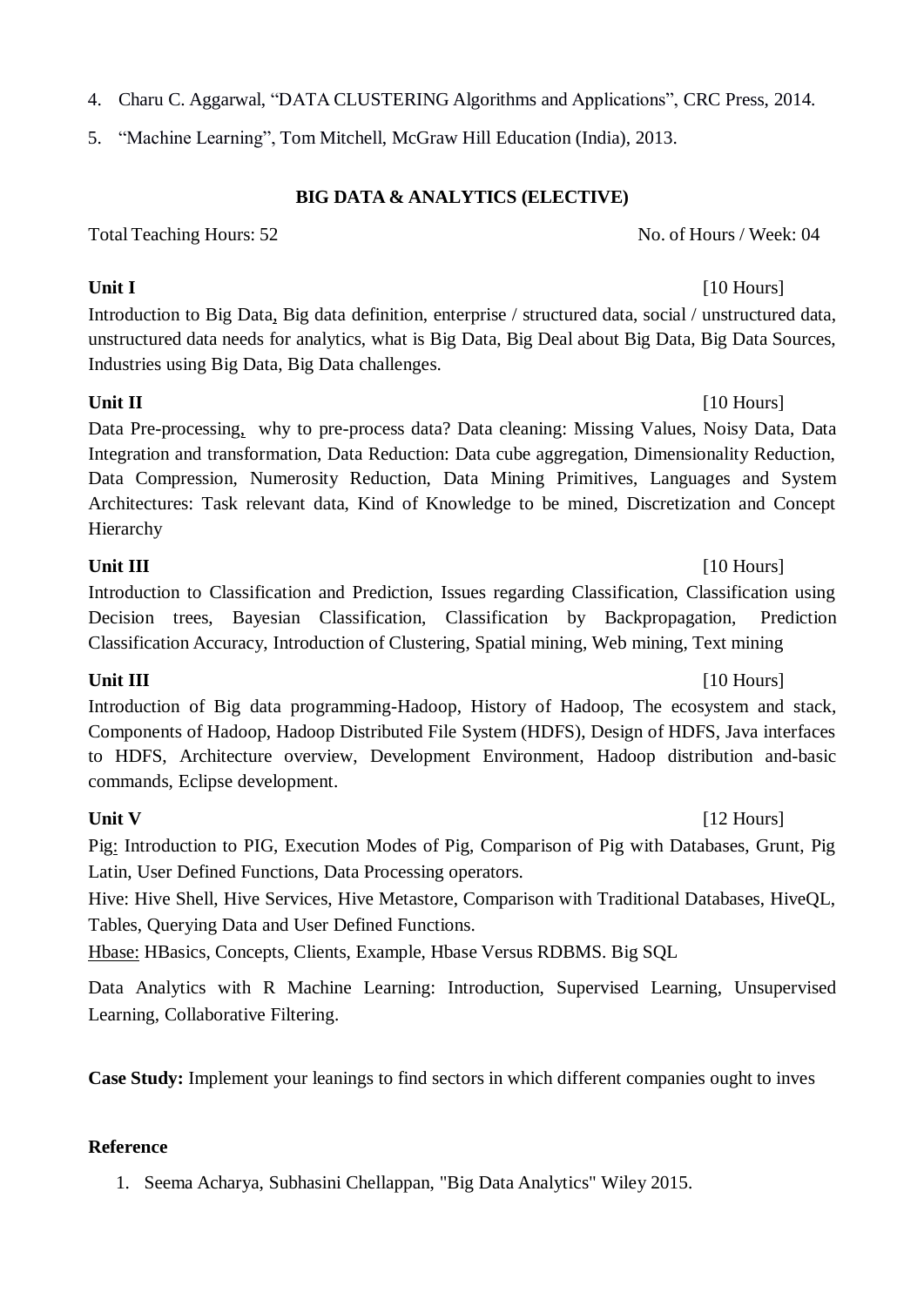4. Charu C. Aggarwal, "DATA CLUSTERING Algorithms and Applications", CRC Press, 2014.
5. "Machine Learning", Tom Mitchell, McGraw Hill Education (India), 2013.

## BIG DATA & ANALYTICS (ELECTIVE)

Total Teaching Hours: 52 No. of Hours / Week: 04

**Unit I** [10 Hours]

Introduction to Big Data, Big data definition, enterprise / structured data, social / unstructured data, unstructured data needs for analytics, what is Big Data, Big Deal about Big Data, Big Data Sources, Industries using Big Data, Big Data challenges.

**Unit II** [10 Hours]

Data Pre-processing, why to pre-process data? Data cleaning: Missing Values, Noisy Data, Data Integration and transformation, Data Reduction: Data cube aggregation, Dimensionality Reduction, Data Compression, Numerosity Reduction, Data Mining Primitives, Languages and System Architectures: Task relevant data, Kind of Knowledge to be mined, Discretization and Concept Hierarchy

**Unit III** [10 Hours]

Introduction to Classification and Prediction, Issues regarding Classification, Classification using Decision trees, Bayesian Classification, Classification by Backpropagation, Prediction Classification Accuracy, Introduction of Clustering, Spatial mining, Web mining, Text mining

**Unit III** [10 Hours]

Introduction of Big data programming-Hadoop, History of Hadoop, The ecosystem and stack, Components of Hadoop, Hadoop Distributed File System (HDFS), Design of HDFS, Java interfaces to HDFS, Architecture overview, Development Environment, Hadoop distribution and-basic commands, Eclipse development.

**Unit V** [12 Hours]

Pig: Introduction to PIG, Execution Modes of Pig, Comparison of Pig with Databases, Grunt, Pig Latin, User Defined Functions, Data Processing operators.

Hive: Hive Shell, Hive Services, Hive Metastore, Comparison with Traditional Databases, HiveQL, Tables, Querying Data and User Defined Functions.

Hbase: HBasics, Concepts, Clients, Example, Hbase Versus RDBMS. Big SQL

Data Analytics with R Machine Learning: Introduction, Supervised Learning, Unsupervised Learning, Collaborative Filtering.

**Case Study:** Implement your leanings to find sectors in which different companies ought to inves

**Reference**

1. Seema Acharya, Subhasini Chellappan, "Big Data Analytics" Wiley 2015.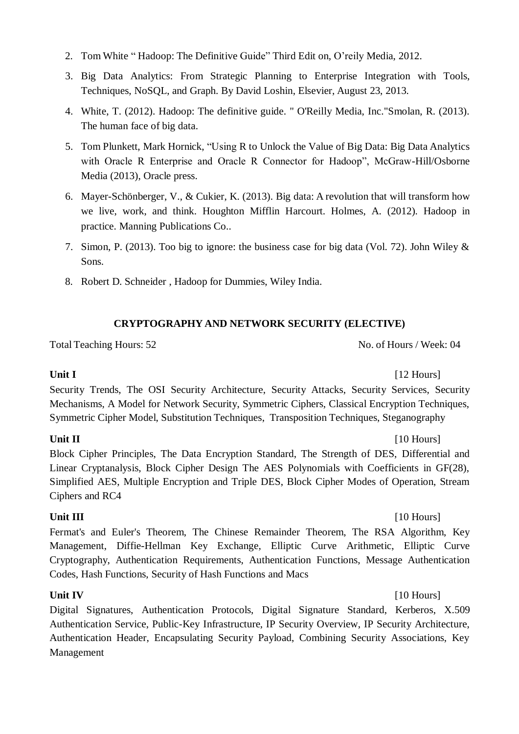2. Tom White " Hadoop: The Definitive Guide" Third Edit on, O'reily Media, 2012.
3. Big Data Analytics: From Strategic Planning to Enterprise Integration with Tools, Techniques, NoSQL, and Graph. By David Loshin, Elsevier, August 23, 2013.
4. White, T. (2012). Hadoop: The definitive guide. " O'Reilly Media, Inc."Smolan, R. (2013). The human face of big data.
5. Tom Plunkett, Mark Hornick, "Using R to Unlock the Value of Big Data: Big Data Analytics with Oracle R Enterprise and Oracle R Connector for Hadoop", McGraw-Hill/Osborne Media (2013), Oracle press.
6. Mayer-Schönberger, V., & Cukier, K. (2013). Big data: A revolution that will transform how we live, work, and think. Houghton Mifflin Harcourt. Holmes, A. (2012). Hadoop in practice. Manning Publications Co..
7. Simon, P. (2013). Too big to ignore: the business case for big data (Vol. 72). John Wiley & Sons.
8. Robert D. Schneider , Hadoop for Dummies, Wiley India.

## CRYPTOGRAPHY AND NETWORK SECURITY (ELECTIVE)

Total Teaching Hours: 52 No. of Hours / Week: 04

**Unit I** [12 Hours]

Security Trends, The OSI Security Architecture, Security Attacks, Security Services, Security Mechanisms, A Model for Network Security, Symmetric Ciphers, Classical Encryption Techniques, Symmetric Cipher Model, Substitution Techniques, Transposition Techniques, Steganography

**Unit II** [10 Hours]

Block Cipher Principles, The Data Encryption Standard, The Strength of DES, Differential and Linear Cryptanalysis, Block Cipher Design The AES Polynomials with Coefficients in GF(28), Simplified AES, Multiple Encryption and Triple DES, Block Cipher Modes of Operation, Stream Ciphers and RC4

**Unit III** [10 Hours]

Fermat's and Euler's Theorem, The Chinese Remainder Theorem, The RSA Algorithm, Key Management, Diffie-Hellman Key Exchange, Elliptic Curve Arithmetic, Elliptic Curve Cryptography, Authentication Requirements, Authentication Functions, Message Authentication Codes, Hash Functions, Security of Hash Functions and Macs

**Unit IV** [10 Hours]

Digital Signatures, Authentication Protocols, Digital Signature Standard, Kerberos, X.509 Authentication Service, Public-Key Infrastructure, IP Security Overview, IP Security Architecture, Authentication Header, Encapsulating Security Payload, Combining Security Associations, Key Management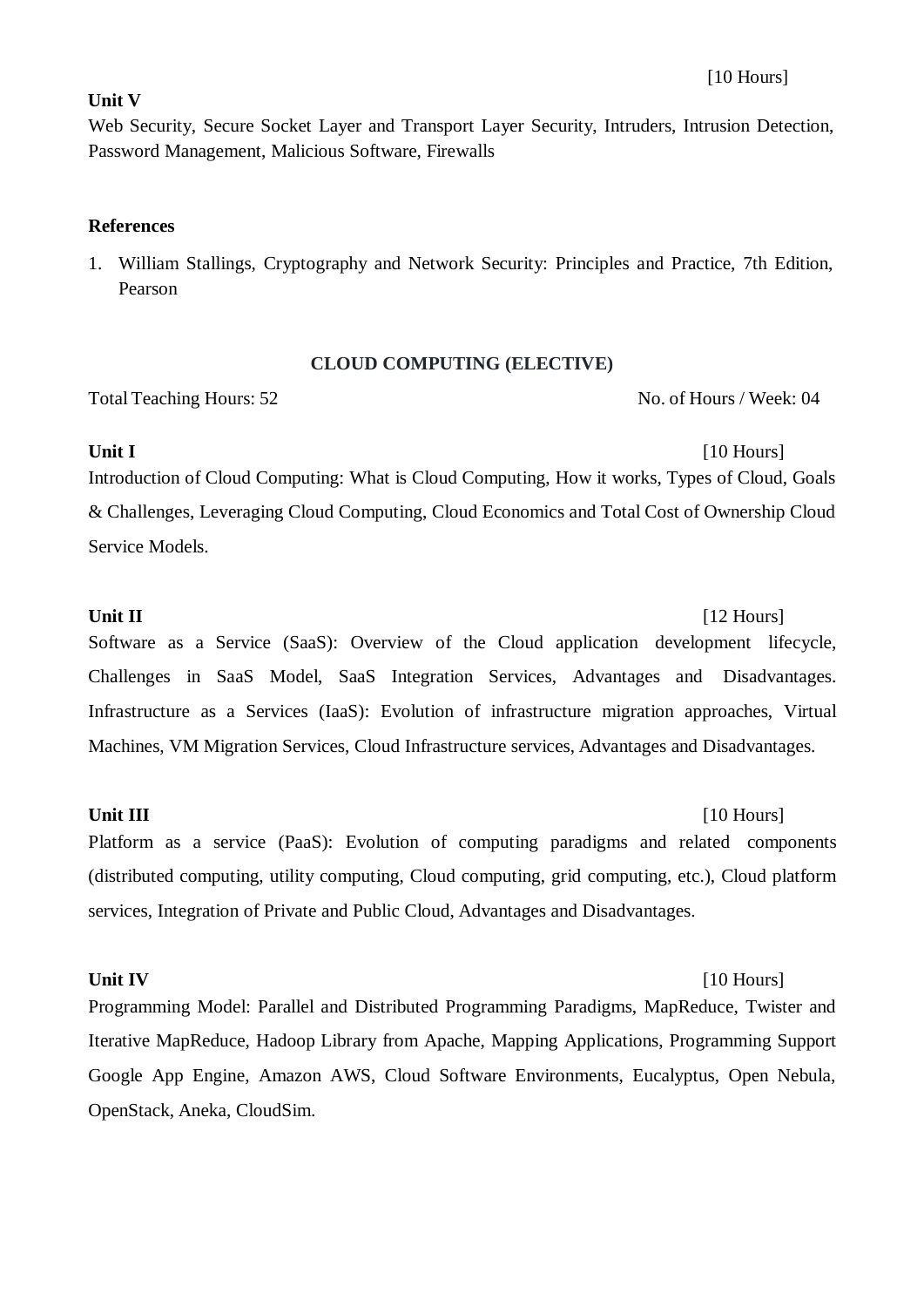[10 Hours]

**Unit V**

Web Security, Secure Socket Layer and Transport Layer Security, Intruders, Intrusion Detection, Password Management, Malicious Software, Firewalls

**References**

1. William Stallings, Cryptography and Network Security: Principles and Practice, 7th Edition, Pearson

## CLOUD COMPUTING (ELECTIVE)

Total Teaching Hours: 52 No. of Hours / Week: 04

**Unit I** [10 Hours]

Introduction of Cloud Computing: What is Cloud Computing, How it works, Types of Cloud, Goals & Challenges, Leveraging Cloud Computing, Cloud Economics and Total Cost of Ownership Cloud Service Models.

**Unit II** [12 Hours]

Software as a Service (SaaS): Overview of the Cloud application development lifecycle, Challenges in SaaS Model, SaaS Integration Services, Advantages and Disadvantages. Infrastructure as a Services (IaaS): Evolution of infrastructure migration approaches, Virtual Machines, VM Migration Services, Cloud Infrastructure services, Advantages and Disadvantages.

**Unit III** [10 Hours]

Platform as a service (PaaS): Evolution of computing paradigms and related components (distributed computing, utility computing, Cloud computing, grid computing, etc.), Cloud platform services, Integration of Private and Public Cloud, Advantages and Disadvantages.

**Unit IV** [10 Hours]

Programming Model: Parallel and Distributed Programming Paradigms, MapReduce, Twister and Iterative MapReduce, Hadoop Library from Apache, Mapping Applications, Programming Support Google App Engine, Amazon AWS, Cloud Software Environments, Eucalyptus, Open Nebula, OpenStack, Aneka, CloudSim.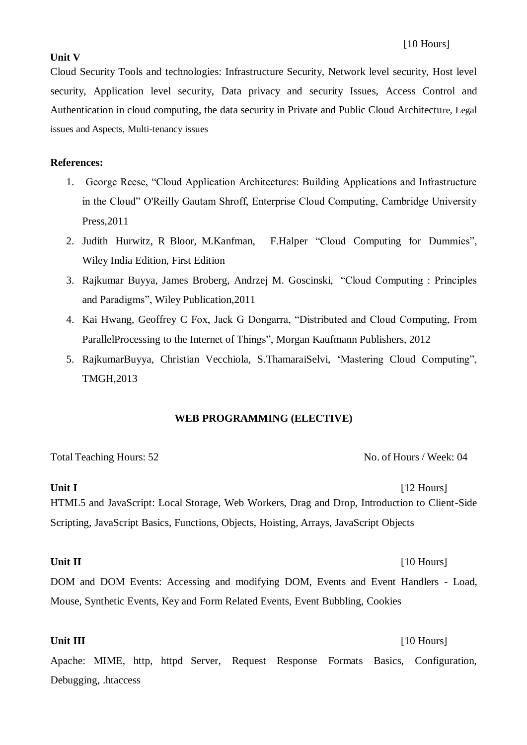[10 Hours]

**Unit V**

Cloud Security Tools and technologies: Infrastructure Security, Network level security, Host level security, Application level security, Data privacy and security Issues, Access Control and Authentication in cloud computing, the data security in Private and Public Cloud Architecture, Legal issues and Aspects, Multi-tenancy issues

**References:**

1. George Reese, "Cloud Application Architectures: Building Applications and Infrastructure in the Cloud" O'Reilly Gautam Shroff, Enterprise Cloud Computing, Cambridge University Press,2011
2. Judith Hurwitz, R Bloor, M.Kanfman, F.Halper "Cloud Computing for Dummies", Wiley India Edition, First Edition
3. Rajkumar Buyya, James Broberg, Andrzej M. Goscinski, "Cloud Computing : Principles and Paradigms", Wiley Publication,2011
4. Kai Hwang, Geoffrey C Fox, Jack G Dongarra, "Distributed and Cloud Computing, From ParallelProcessing to the Internet of Things", Morgan Kaufmann Publishers, 2012
5. RajkumarBuyya, Christian Vecchiola, S.ThamaraiSelvi, 'Mastering Cloud Computing", TMGH,2013

## WEB PROGRAMMING (ELECTIVE)

Total Teaching Hours: 52 &nbsp;&nbsp;&nbsp;&nbsp;&nbsp;&nbsp;&nbsp;&nbsp; No. of Hours / Week: 04

**Unit I** [12 Hours]

HTML5 and JavaScript: Local Storage, Web Workers, Drag and Drop, Introduction to Client-Side Scripting, JavaScript Basics, Functions, Objects, Hoisting, Arrays, JavaScript Objects

**Unit II** [10 Hours]

DOM and DOM Events: Accessing and modifying DOM, Events and Event Handlers - Load, Mouse, Synthetic Events, Key and Form Related Events, Event Bubbling, Cookies

**Unit III** [10 Hours]

Apache: MIME, http, httpd Server, Request Response Formats Basics, Configuration, Debugging, .htaccess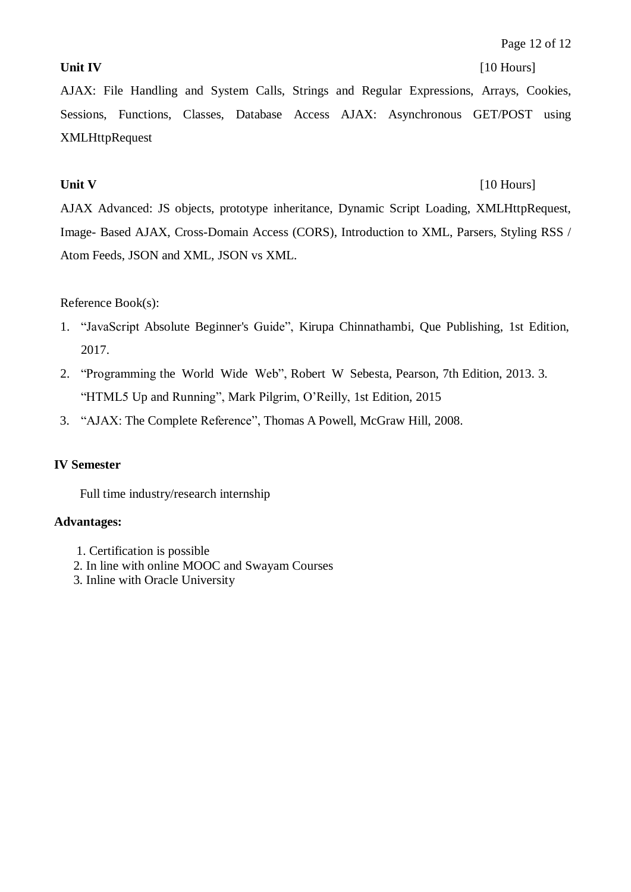**Unit IV** [10 Hours]

AJAX: File Handling and System Calls, Strings and Regular Expressions, Arrays, Cookies, Sessions, Functions, Classes, Database Access AJAX: Asynchronous GET/POST using XMLHttpRequest

**Unit V** [10 Hours]

AJAX Advanced: JS objects, prototype inheritance, Dynamic Script Loading, XMLHttpRequest, Image- Based AJAX, Cross-Domain Access (CORS), Introduction to XML, Parsers, Styling RSS / Atom Feeds, JSON and XML, JSON vs XML.

Reference Book(s):

1. "JavaScript Absolute Beginner's Guide", Kirupa Chinnathambi, Que Publishing, 1st Edition, 2017.
2. "Programming the World Wide Web", Robert W Sebesta, Pearson, 7th Edition, 2013. 3. "HTML5 Up and Running", Mark Pilgrim, O'Reilly, 1st Edition, 2015
3. "AJAX: The Complete Reference", Thomas A Powell, McGraw Hill, 2008.

**IV Semester**

Full time industry/research internship

**Advantages:**

1. Certification is possible
2. In line with online MOOC and Swayam Courses
3. Inline with Oracle University